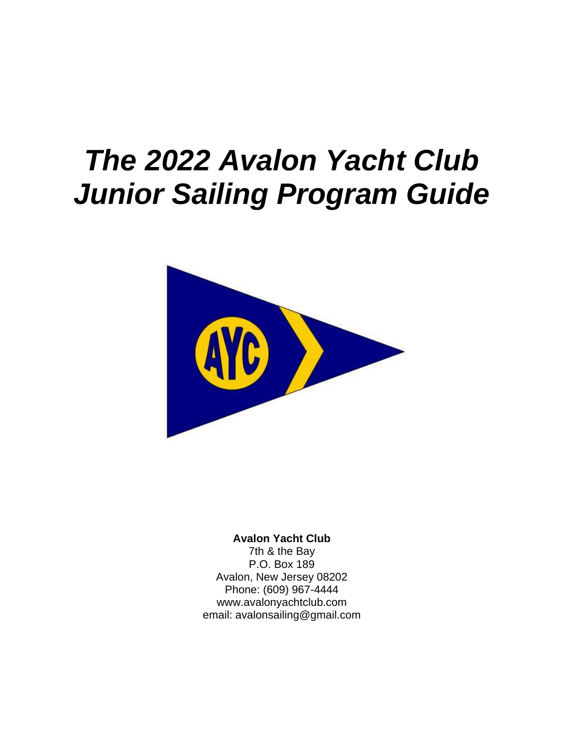# *The 2022 Avalon Yacht Club Junior Sailing Program Guide*

**Avalon Yacht Club**
7th & the Bay
P.O. Box 189
Avalon, New Jersey 08202
Phone: (609) 967-4444
www.avalonyachtclub.com
email: avalonsailing@gmail.com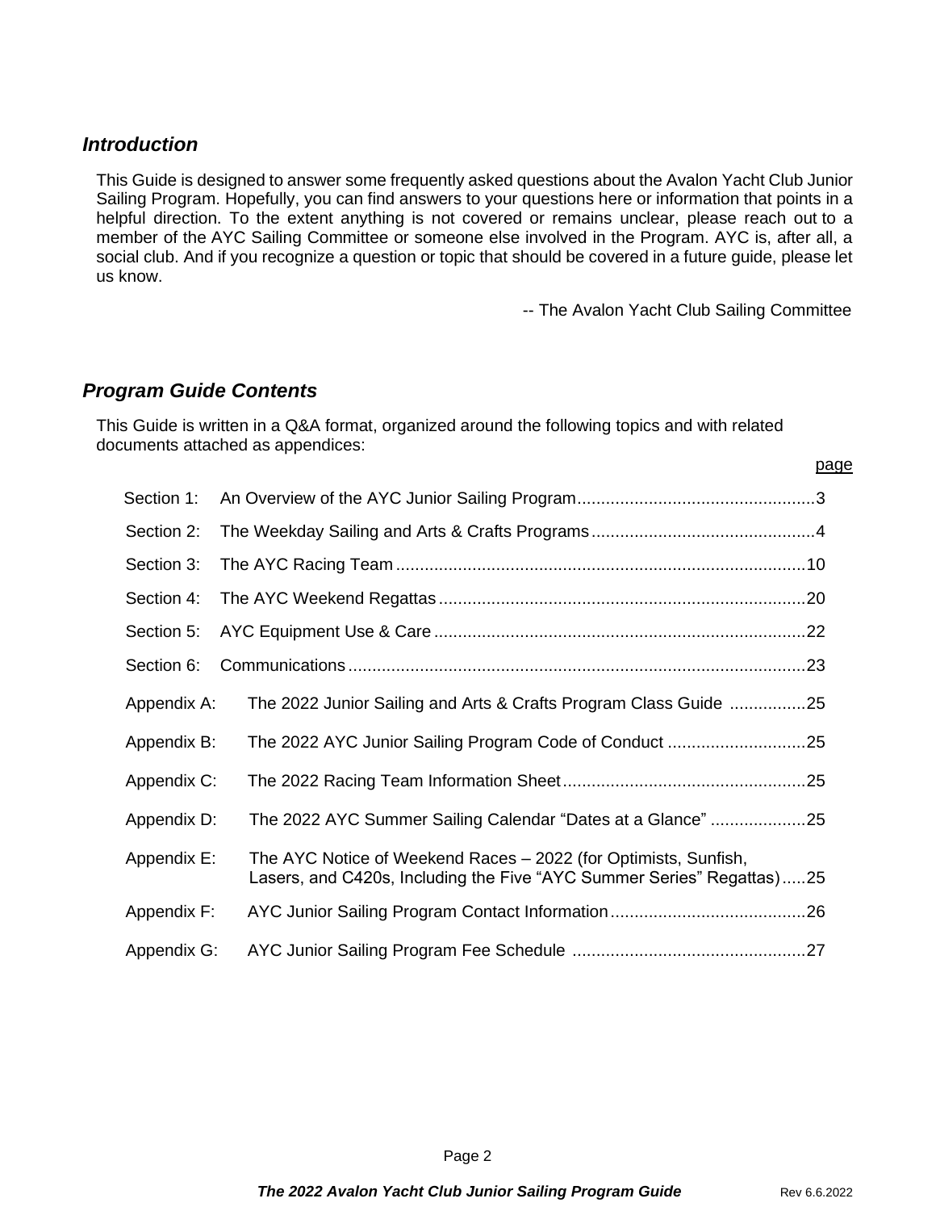## *Introduction*

This Guide is designed to answer some frequently asked questions about the Avalon Yacht Club Junior Sailing Program. Hopefully, you can find answers to your questions here or information that points in a helpful direction. To the extent anything is not covered or remains unclear, please reach out to a member of the AYC Sailing Committee or someone else involved in the Program. AYC is, after all, a social club. And if you recognize a question or topic that should be covered in a future guide, please let us know.

-- The Avalon Yacht Club Sailing Committee

## *Program Guide Contents*

This Guide is written in a Q&A format, organized around the following topics and with related documents attached as appendices:

| | | page |
|---|---|---|
| Section 1: | An Overview of the AYC Junior Sailing Program | 3 |
| Section 2: | The Weekday Sailing and Arts & Crafts Programs | 4 |
| Section 3: | The AYC Racing Team | 10 |
| Section 4: | The AYC Weekend Regattas | 20 |
| Section 5: | AYC Equipment Use & Care | 22 |
| Section 6: | Communications | 23 |
| Appendix A: | The 2022 Junior Sailing and Arts & Crafts Program Class Guide | 25 |
| Appendix B: | The 2022 AYC Junior Sailing Program Code of Conduct | 25 |
| Appendix C: | The 2022 Racing Team Information Sheet | 25 |
| Appendix D: | The 2022 AYC Summer Sailing Calendar "Dates at a Glance" | 25 |
| Appendix E: | The AYC Notice of Weekend Races – 2022 (for Optimists, Sunfish, Lasers, and C420s, Including the Five "AYC Summer Series" Regattas) | 25 |
| Appendix F: | AYC Junior Sailing Program Contact Information | 26 |
| Appendix G: | AYC Junior Sailing Program Fee Schedule | 27 |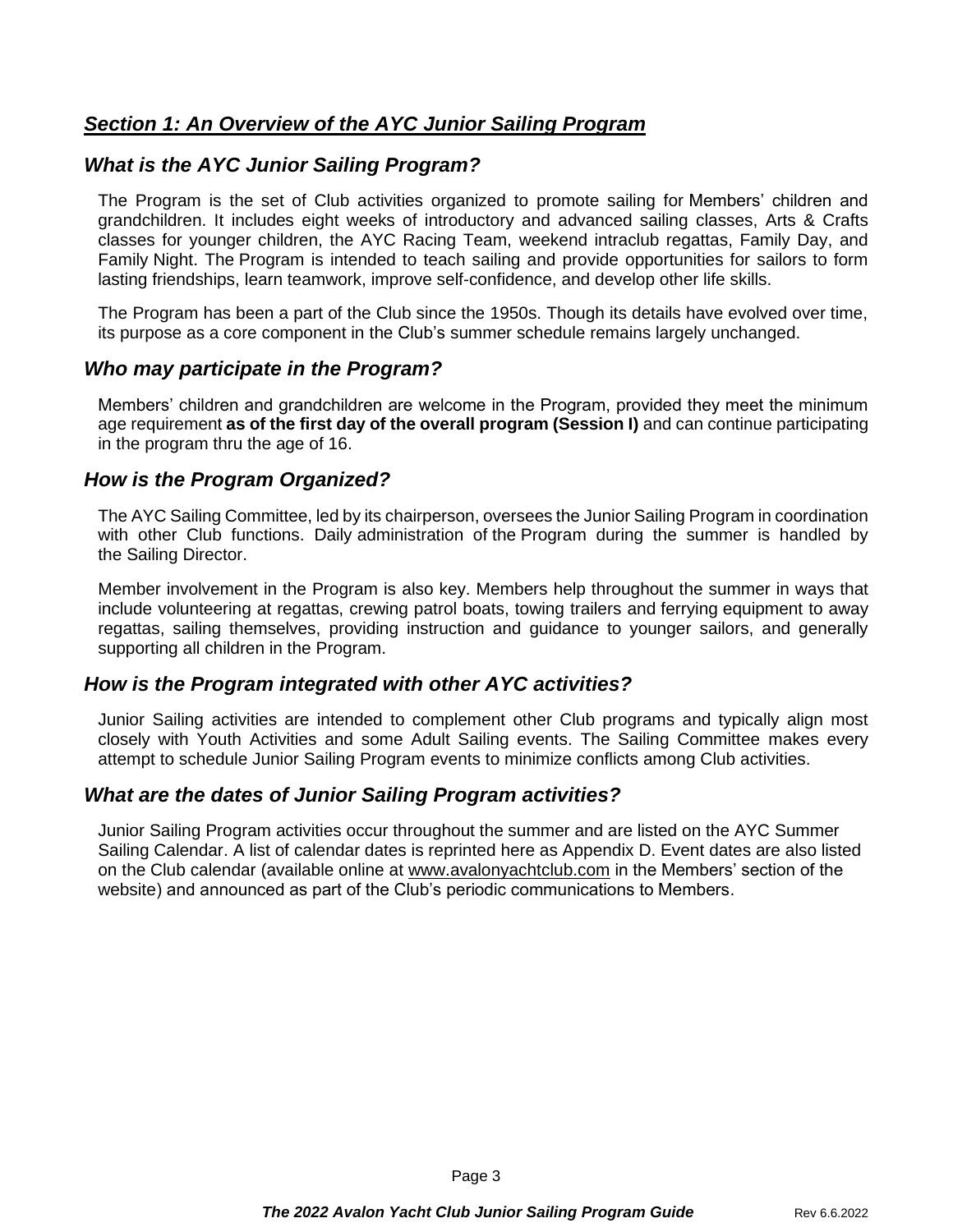## ***Section 1: An Overview of the AYC Junior Sailing Program***

### *What is the AYC Junior Sailing Program?*

The Program is the set of Club activities organized to promote sailing for Members' children and grandchildren. It includes eight weeks of introductory and advanced sailing classes, Arts & Crafts classes for younger children, the AYC Racing Team, weekend intraclub regattas, Family Day, and Family Night. The Program is intended to teach sailing and provide opportunities for sailors to form lasting friendships, learn teamwork, improve self-confidence, and develop other life skills.

The Program has been a part of the Club since the 1950s. Though its details have evolved over time, its purpose as a core component in the Club's summer schedule remains largely unchanged.

### *Who may participate in the Program?*

Members' children and grandchildren are welcome in the Program, provided they meet the minimum age requirement **as of the first day of the overall program (Session I)** and can continue participating in the program thru the age of 16.

### *How is the Program Organized?*

The AYC Sailing Committee, led by its chairperson, oversees the Junior Sailing Program in coordination with other Club functions. Daily administration of the Program during the summer is handled by the Sailing Director.

Member involvement in the Program is also key. Members help throughout the summer in ways that include volunteering at regattas, crewing patrol boats, towing trailers and ferrying equipment to away regattas, sailing themselves, providing instruction and guidance to younger sailors, and generally supporting all children in the Program.

### *How is the Program integrated with other AYC activities?*

Junior Sailing activities are intended to complement other Club programs and typically align most closely with Youth Activities and some Adult Sailing events. The Sailing Committee makes every attempt to schedule Junior Sailing Program events to minimize conflicts among Club activities.

### *What are the dates of Junior Sailing Program activities?*

Junior Sailing Program activities occur throughout the summer and are listed on the AYC Summer Sailing Calendar. A list of calendar dates is reprinted here as Appendix D. Event dates are also listed on the Club calendar (available online at www.avalonyachtclub.com in the Members' section of the website) and announced as part of the Club's periodic communications to Members.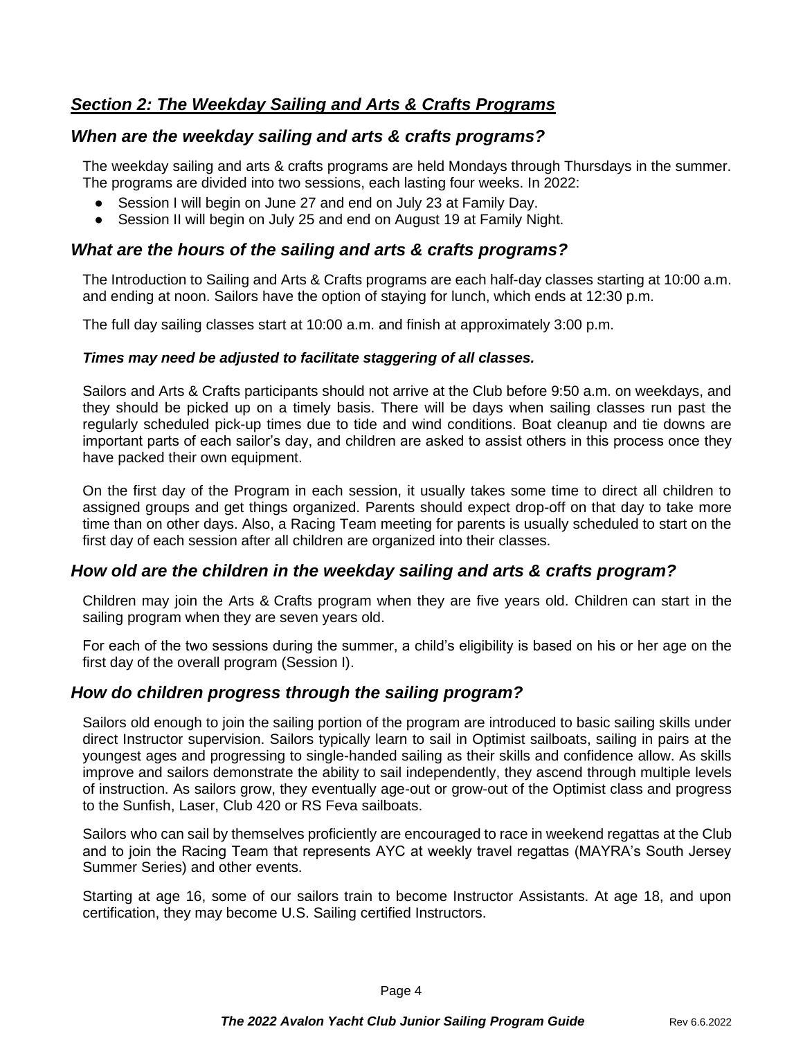## ***Section 2: The Weekday Sailing and Arts & Crafts Programs***

### *When are the weekday sailing and arts & crafts programs?*

The weekday sailing and arts & crafts programs are held Mondays through Thursdays in the summer. The programs are divided into two sessions, each lasting four weeks. In 2022:

- Session I will begin on June 27 and end on July 23 at Family Day.
- Session II will begin on July 25 and end on August 19 at Family Night.

### *What are the hours of the sailing and arts & crafts programs?*

The Introduction to Sailing and Arts & Crafts programs are each half-day classes starting at 10:00 a.m. and ending at noon. Sailors have the option of staying for lunch, which ends at 12:30 p.m.

The full day sailing classes start at 10:00 a.m. and finish at approximately 3:00 p.m.

***Times may need be adjusted to facilitate staggering of all classes.***

Sailors and Arts & Crafts participants should not arrive at the Club before 9:50 a.m. on weekdays, and they should be picked up on a timely basis. There will be days when sailing classes run past the regularly scheduled pick-up times due to tide and wind conditions. Boat cleanup and tie downs are important parts of each sailor's day, and children are asked to assist others in this process once they have packed their own equipment.

On the first day of the Program in each session, it usually takes some time to direct all children to assigned groups and get things organized. Parents should expect drop-off on that day to take more time than on other days. Also, a Racing Team meeting for parents is usually scheduled to start on the first day of each session after all children are organized into their classes.

### *How old are the children in the weekday sailing and arts & crafts program?*

Children may join the Arts & Crafts program when they are five years old. Children can start in the sailing program when they are seven years old.

For each of the two sessions during the summer, a child's eligibility is based on his or her age on the first day of the overall program (Session I).

### *How do children progress through the sailing program?*

Sailors old enough to join the sailing portion of the program are introduced to basic sailing skills under direct Instructor supervision. Sailors typically learn to sail in Optimist sailboats, sailing in pairs at the youngest ages and progressing to single-handed sailing as their skills and confidence allow. As skills improve and sailors demonstrate the ability to sail independently, they ascend through multiple levels of instruction. As sailors grow, they eventually age-out or grow-out of the Optimist class and progress to the Sunfish, Laser, Club 420 or RS Feva sailboats.

Sailors who can sail by themselves proficiently are encouraged to race in weekend regattas at the Club and to join the Racing Team that represents AYC at weekly travel regattas (MAYRA's South Jersey Summer Series) and other events.

Starting at age 16, some of our sailors train to become Instructor Assistants. At age 18, and upon certification, they may become U.S. Sailing certified Instructors.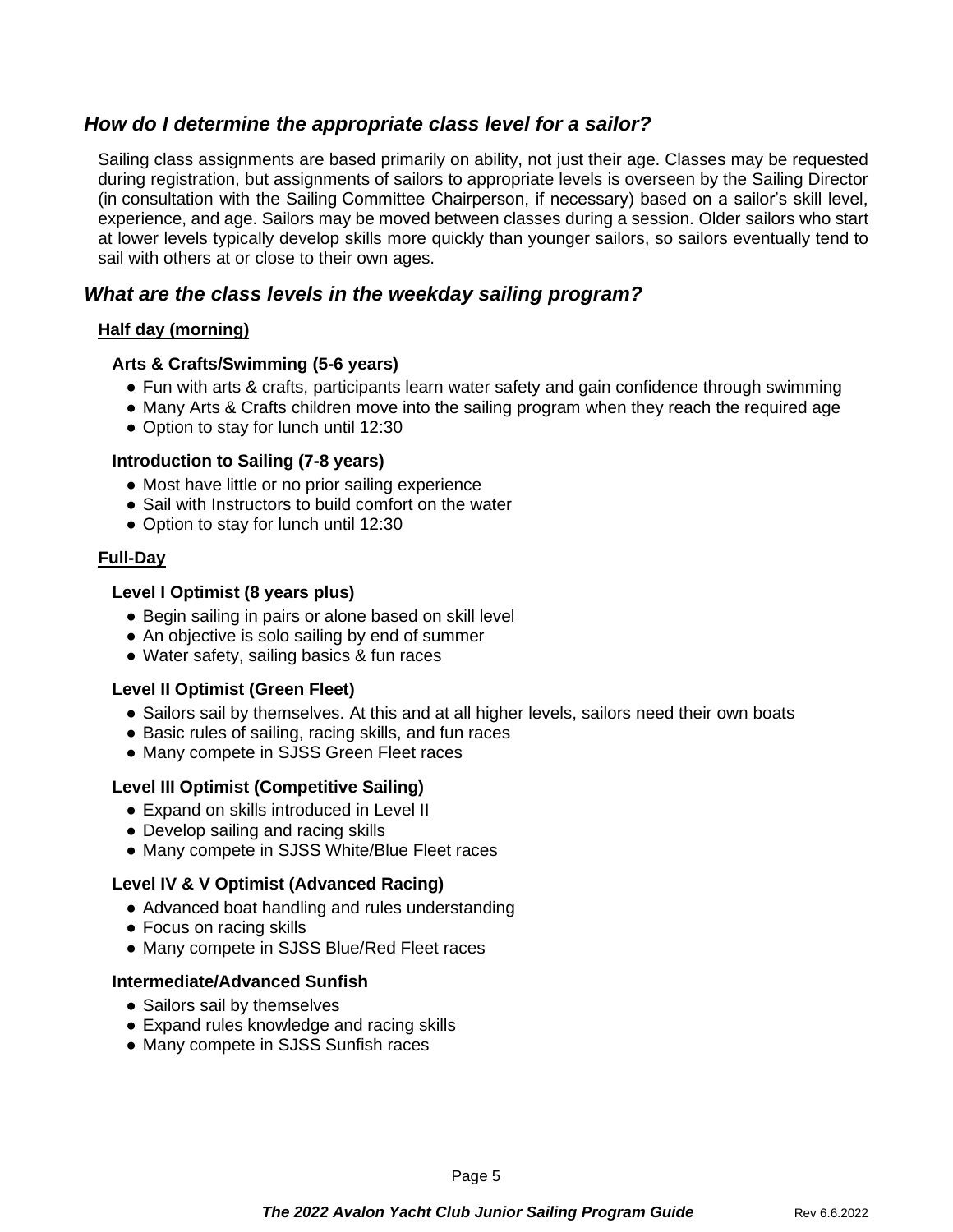## *How do I determine the appropriate class level for a sailor?*

Sailing class assignments are based primarily on ability, not just their age. Classes may be requested during registration, but assignments of sailors to appropriate levels is overseen by the Sailing Director (in consultation with the Sailing Committee Chairperson, if necessary) based on a sailor's skill level, experience, and age. Sailors may be moved between classes during a session. Older sailors who start at lower levels typically develop skills more quickly than younger sailors, so sailors eventually tend to sail with others at or close to their own ages.

## *What are the class levels in the weekday sailing program?*

**Half day (morning)**

**Arts & Crafts/Swimming (5-6 years)**

- Fun with arts & crafts, participants learn water safety and gain confidence through swimming
- Many Arts & Crafts children move into the sailing program when they reach the required age
- Option to stay for lunch until 12:30

**Introduction to Sailing (7-8 years)**

- Most have little or no prior sailing experience
- Sail with Instructors to build comfort on the water
- Option to stay for lunch until 12:30

**Full-Day**

**Level I Optimist (8 years plus)**

- Begin sailing in pairs or alone based on skill level
- An objective is solo sailing by end of summer
- Water safety, sailing basics & fun races

**Level II Optimist (Green Fleet)**

- Sailors sail by themselves. At this and at all higher levels, sailors need their own boats
- Basic rules of sailing, racing skills, and fun races
- Many compete in SJSS Green Fleet races

**Level III Optimist (Competitive Sailing)**

- Expand on skills introduced in Level II
- Develop sailing and racing skills
- Many compete in SJSS White/Blue Fleet races

**Level IV & V Optimist (Advanced Racing)**

- Advanced boat handling and rules understanding
- Focus on racing skills
- Many compete in SJSS Blue/Red Fleet races

**Intermediate/Advanced Sunfish**

- Sailors sail by themselves
- Expand rules knowledge and racing skills
- Many compete in SJSS Sunfish races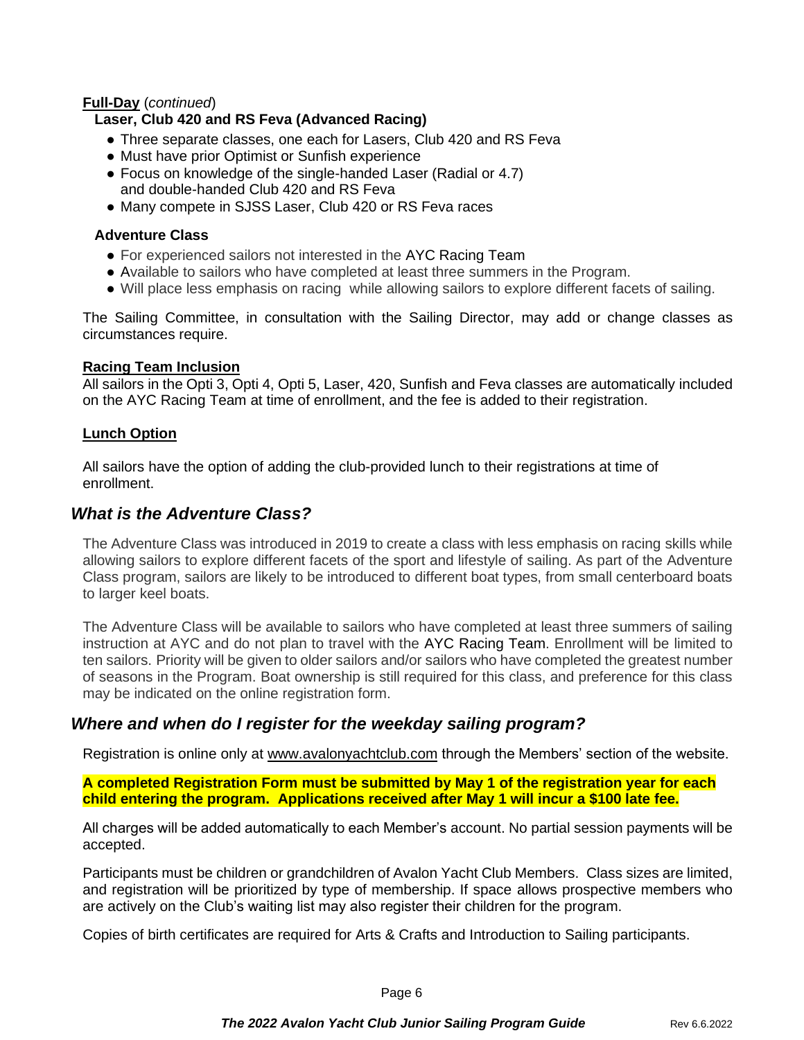**Full-Day** (*continued*)

**Laser, Club 420 and RS Feva (Advanced Racing)**

- Three separate classes, one each for Lasers, Club 420 and RS Feva
- Must have prior Optimist or Sunfish experience
- Focus on knowledge of the single-handed Laser (Radial or 4.7) and double-handed Club 420 and RS Feva
- Many compete in SJSS Laser, Club 420 or RS Feva races

**Adventure Class**

- For experienced sailors not interested in the AYC Racing Team
- Available to sailors who have completed at least three summers in the Program.
- Will place less emphasis on racing while allowing sailors to explore different facets of sailing.

The Sailing Committee, in consultation with the Sailing Director, may add or change classes as circumstances require.

**Racing Team Inclusion**

All sailors in the Opti 3, Opti 4, Opti 5, Laser, 420, Sunfish and Feva classes are automatically included on the AYC Racing Team at time of enrollment, and the fee is added to their registration.

**Lunch Option**

All sailors have the option of adding the club-provided lunch to their registrations at time of enrollment.

## *What is the Adventure Class?*

The Adventure Class was introduced in 2019 to create a class with less emphasis on racing skills while allowing sailors to explore different facets of the sport and lifestyle of sailing. As part of the Adventure Class program, sailors are likely to be introduced to different boat types, from small centerboard boats to larger keel boats.

The Adventure Class will be available to sailors who have completed at least three summers of sailing instruction at AYC and do not plan to travel with the AYC Racing Team. Enrollment will be limited to ten sailors. Priority will be given to older sailors and/or sailors who have completed the greatest number of seasons in the Program. Boat ownership is still required for this class, and preference for this class may be indicated on the online registration form.

## *Where and when do I register for the weekday sailing program?*

Registration is online only at www.avalonyachtclub.com through the Members' section of the website.

**A completed Registration Form must be submitted by May 1 of the registration year for each child entering the program. Applications received after May 1 will incur a $100 late fee.**

All charges will be added automatically to each Member's account. No partial session payments will be accepted.

Participants must be children or grandchildren of Avalon Yacht Club Members. Class sizes are limited, and registration will be prioritized by type of membership. If space allows prospective members who are actively on the Club's waiting list may also register their children for the program.

Copies of birth certificates are required for Arts & Crafts and Introduction to Sailing participants.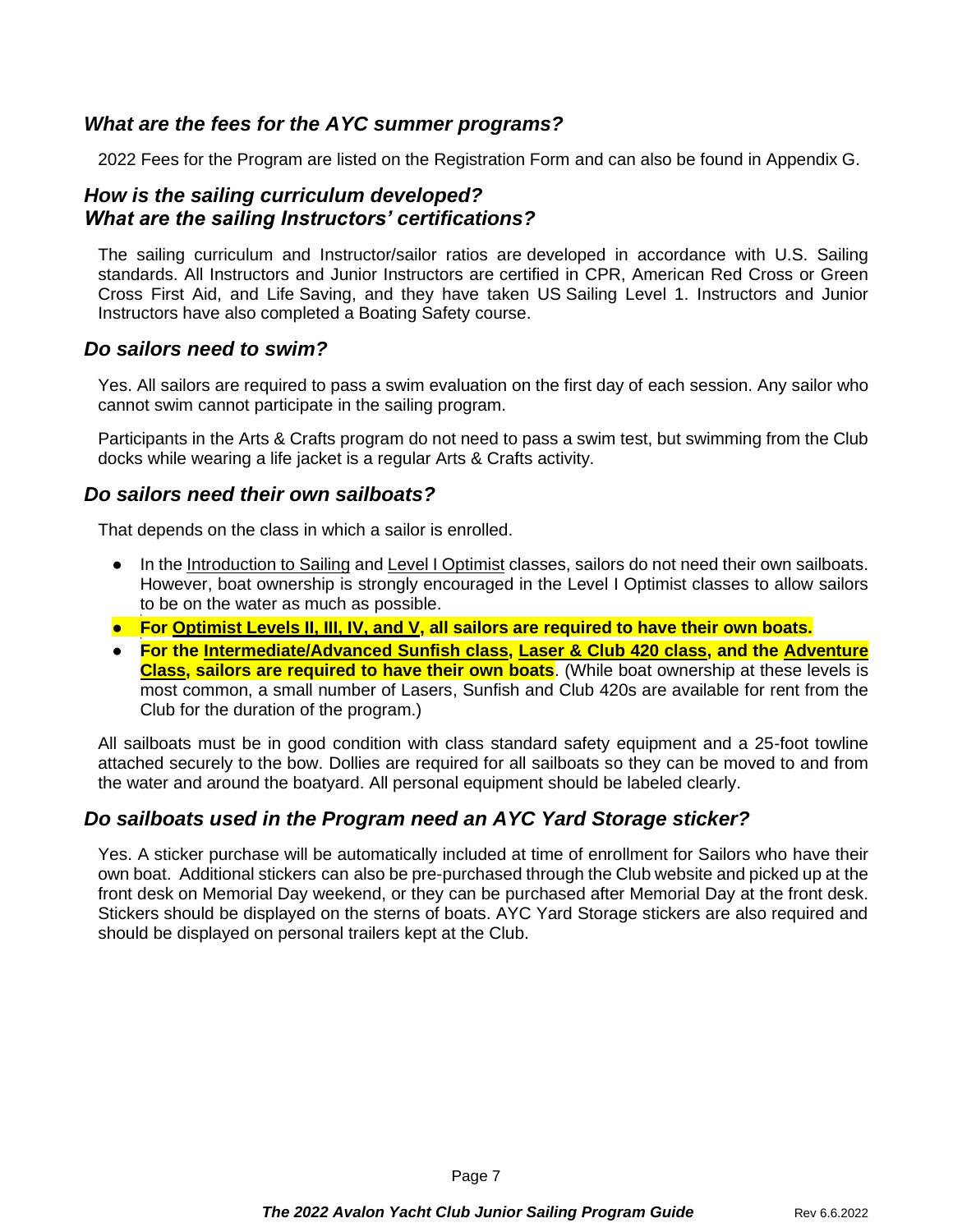### *What are the fees for the AYC summer programs?*

2022 Fees for the Program are listed on the Registration Form and can also be found in Appendix G.

### *How is the sailing curriculum developed?*
### *What are the sailing Instructors' certifications?*

The sailing curriculum and Instructor/sailor ratios are developed in accordance with U.S. Sailing standards. All Instructors and Junior Instructors are certified in CPR, American Red Cross or Green Cross First Aid, and Life Saving, and they have taken US Sailing Level 1. Instructors and Junior Instructors have also completed a Boating Safety course.

### *Do sailors need to swim?*

Yes. All sailors are required to pass a swim evaluation on the first day of each session. Any sailor who cannot swim cannot participate in the sailing program.

Participants in the Arts & Crafts program do not need to pass a swim test, but swimming from the Club docks while wearing a life jacket is a regular Arts & Crafts activity.

### *Do sailors need their own sailboats?*

That depends on the class in which a sailor is enrolled.

- In the Introduction to Sailing and Level I Optimist classes, sailors do not need their own sailboats. However, boat ownership is strongly encouraged in the Level I Optimist classes to allow sailors to be on the water as much as possible.
- **For Optimist Levels II, III, IV, and V, all sailors are required to have their own boats.**
- **For the Intermediate/Advanced Sunfish class, Laser & Club 420 class, and the Adventure Class, sailors are required to have their own boats**. (While boat ownership at these levels is most common, a small number of Lasers, Sunfish and Club 420s are available for rent from the Club for the duration of the program.)

All sailboats must be in good condition with class standard safety equipment and a 25-foot towline attached securely to the bow. Dollies are required for all sailboats so they can be moved to and from the water and around the boatyard. All personal equipment should be labeled clearly.

### *Do sailboats used in the Program need an AYC Yard Storage sticker?*

Yes. A sticker purchase will be automatically included at time of enrollment for Sailors who have their own boat. Additional stickers can also be pre-purchased through the Club website and picked up at the front desk on Memorial Day weekend, or they can be purchased after Memorial Day at the front desk. Stickers should be displayed on the sterns of boats. AYC Yard Storage stickers are also required and should be displayed on personal trailers kept at the Club.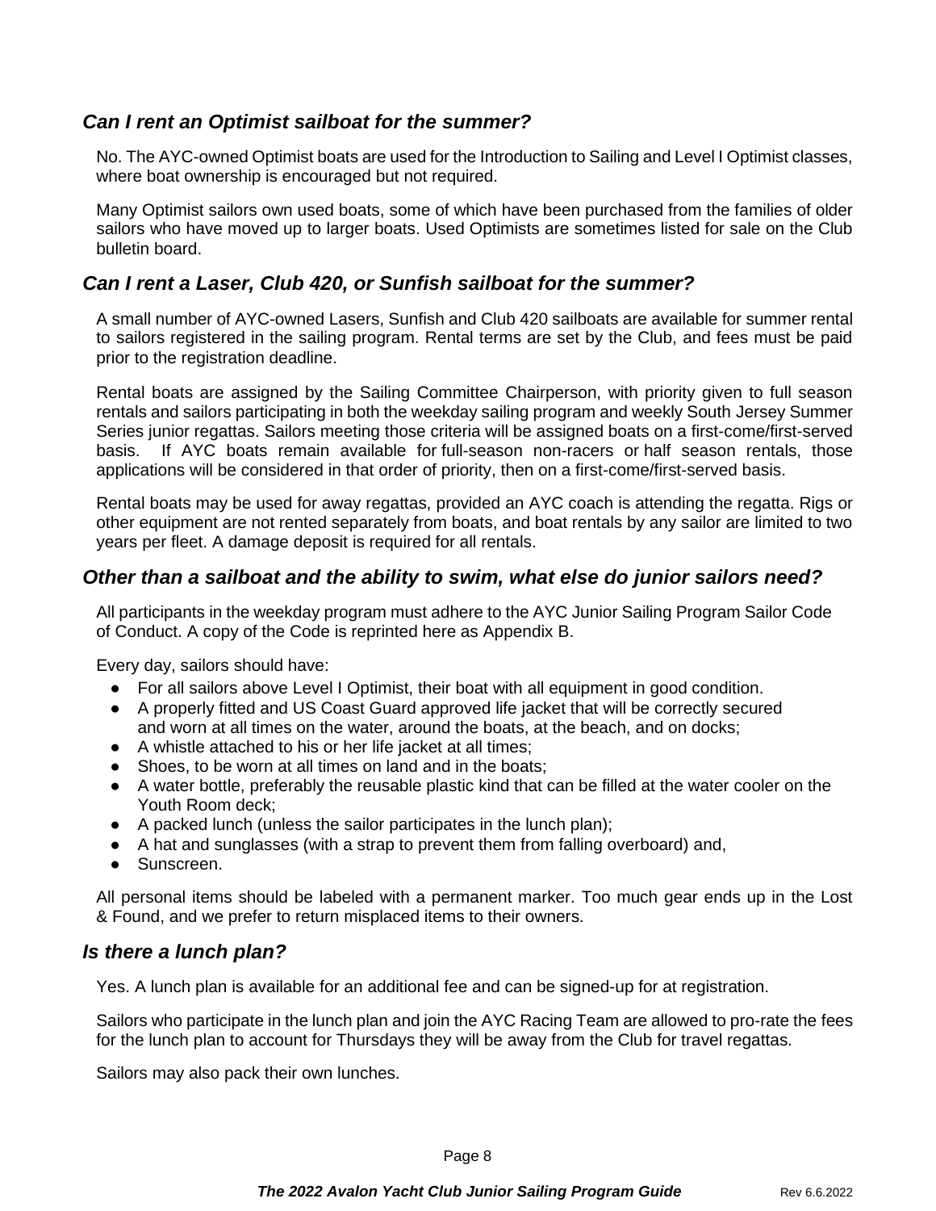### *Can I rent an Optimist sailboat for the summer?*

No. The AYC-owned Optimist boats are used for the Introduction to Sailing and Level I Optimist classes, where boat ownership is encouraged but not required.

Many Optimist sailors own used boats, some of which have been purchased from the families of older sailors who have moved up to larger boats. Used Optimists are sometimes listed for sale on the Club bulletin board.

### *Can I rent a Laser, Club 420, or Sunfish sailboat for the summer?*

A small number of AYC-owned Lasers, Sunfish and Club 420 sailboats are available for summer rental to sailors registered in the sailing program. Rental terms are set by the Club, and fees must be paid prior to the registration deadline.

Rental boats are assigned by the Sailing Committee Chairperson, with priority given to full season rentals and sailors participating in both the weekday sailing program and weekly South Jersey Summer Series junior regattas. Sailors meeting those criteria will be assigned boats on a first-come/first-served basis. If AYC boats remain available for full-season non-racers or half season rentals, those applications will be considered in that order of priority, then on a first-come/first-served basis.

Rental boats may be used for away regattas, provided an AYC coach is attending the regatta. Rigs or other equipment are not rented separately from boats, and boat rentals by any sailor are limited to two years per fleet. A damage deposit is required for all rentals.

### *Other than a sailboat and the ability to swim, what else do junior sailors need?*

All participants in the weekday program must adhere to the AYC Junior Sailing Program Sailor Code of Conduct. A copy of the Code is reprinted here as Appendix B.

Every day, sailors should have:

- For all sailors above Level I Optimist, their boat with all equipment in good condition.
- A properly fitted and US Coast Guard approved life jacket that will be correctly secured and worn at all times on the water, around the boats, at the beach, and on docks;
- A whistle attached to his or her life jacket at all times;
- Shoes, to be worn at all times on land and in the boats;
- A water bottle, preferably the reusable plastic kind that can be filled at the water cooler on the Youth Room deck;
- A packed lunch (unless the sailor participates in the lunch plan);
- A hat and sunglasses (with a strap to prevent them from falling overboard) and,
- Sunscreen.

All personal items should be labeled with a permanent marker. Too much gear ends up in the Lost & Found, and we prefer to return misplaced items to their owners.

### *Is there a lunch plan?*

Yes. A lunch plan is available for an additional fee and can be signed-up for at registration.

Sailors who participate in the lunch plan and join the AYC Racing Team are allowed to pro-rate the fees for the lunch plan to account for Thursdays they will be away from the Club for travel regattas.

Sailors may also pack their own lunches.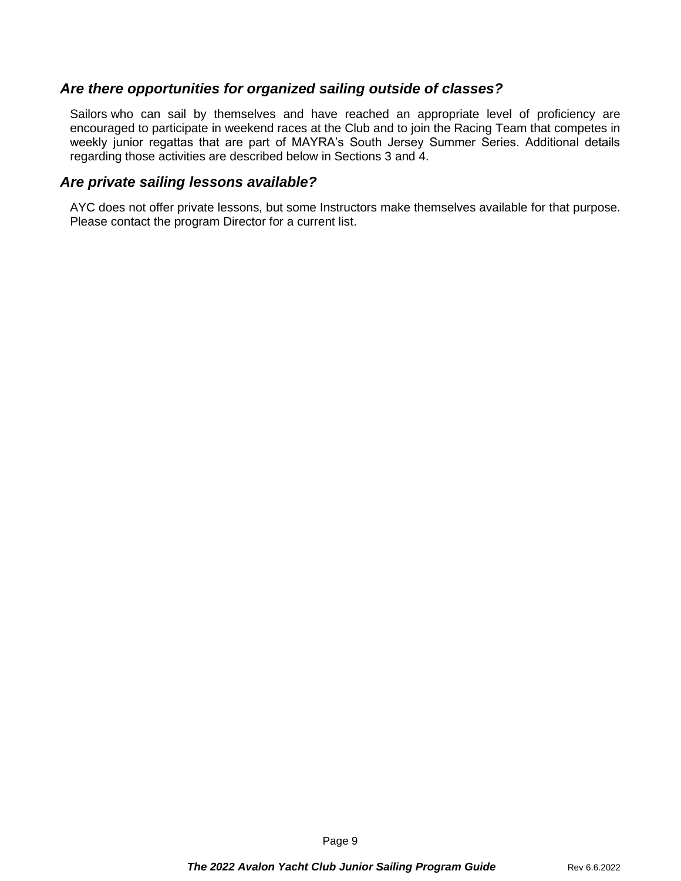### *Are there opportunities for organized sailing outside of classes?*

Sailors who can sail by themselves and have reached an appropriate level of proficiency are encouraged to participate in weekend races at the Club and to join the Racing Team that competes in weekly junior regattas that are part of MAYRA's South Jersey Summer Series. Additional details regarding those activities are described below in Sections 3 and 4.

### *Are private sailing lessons available?*

AYC does not offer private lessons, but some Instructors make themselves available for that purpose. Please contact the program Director for a current list.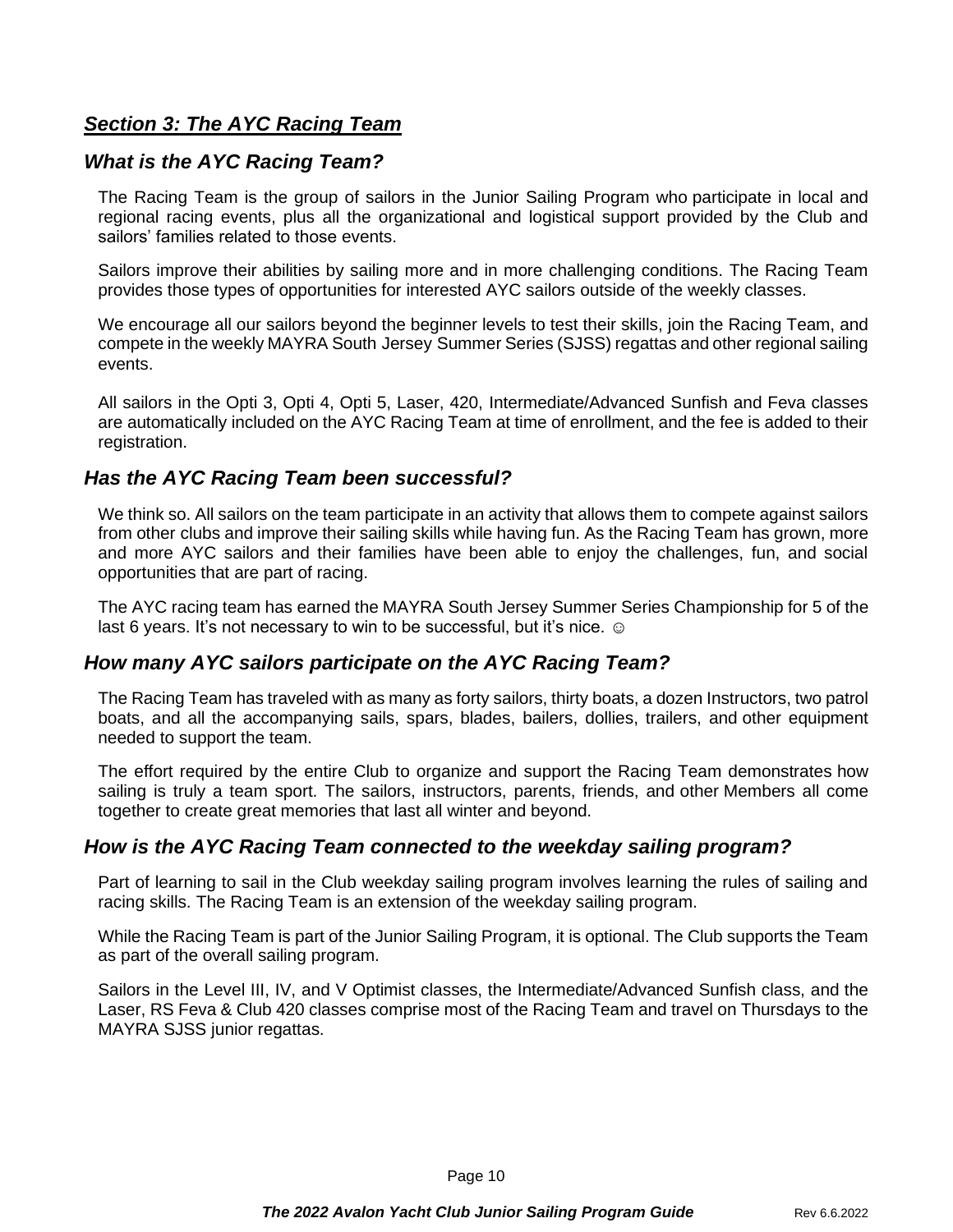## ***Section 3: The AYC Racing Team***

### *What is the AYC Racing Team?*

The Racing Team is the group of sailors in the Junior Sailing Program who participate in local and regional racing events, plus all the organizational and logistical support provided by the Club and sailors' families related to those events.

Sailors improve their abilities by sailing more and in more challenging conditions. The Racing Team provides those types of opportunities for interested AYC sailors outside of the weekly classes.

We encourage all our sailors beyond the beginner levels to test their skills, join the Racing Team, and compete in the weekly MAYRA South Jersey Summer Series (SJSS) regattas and other regional sailing events.

All sailors in the Opti 3, Opti 4, Opti 5, Laser, 420, Intermediate/Advanced Sunfish and Feva classes are automatically included on the AYC Racing Team at time of enrollment, and the fee is added to their registration.

### *Has the AYC Racing Team been successful?*

We think so. All sailors on the team participate in an activity that allows them to compete against sailors from other clubs and improve their sailing skills while having fun. As the Racing Team has grown, more and more AYC sailors and their families have been able to enjoy the challenges, fun, and social opportunities that are part of racing.

The AYC racing team has earned the MAYRA South Jersey Summer Series Championship for 5 of the last 6 years. It's not necessary to win to be successful, but it's nice. ☺

### *How many AYC sailors participate on the AYC Racing Team?*

The Racing Team has traveled with as many as forty sailors, thirty boats, a dozen Instructors, two patrol boats, and all the accompanying sails, spars, blades, bailers, dollies, trailers, and other equipment needed to support the team.

The effort required by the entire Club to organize and support the Racing Team demonstrates how sailing is truly a team sport. The sailors, instructors, parents, friends, and other Members all come together to create great memories that last all winter and beyond.

### *How is the AYC Racing Team connected to the weekday sailing program?*

Part of learning to sail in the Club weekday sailing program involves learning the rules of sailing and racing skills. The Racing Team is an extension of the weekday sailing program.

While the Racing Team is part of the Junior Sailing Program, it is optional. The Club supports the Team as part of the overall sailing program.

Sailors in the Level III, IV, and V Optimist classes, the Intermediate/Advanced Sunfish class, and the Laser, RS Feva & Club 420 classes comprise most of the Racing Team and travel on Thursdays to the MAYRA SJSS junior regattas.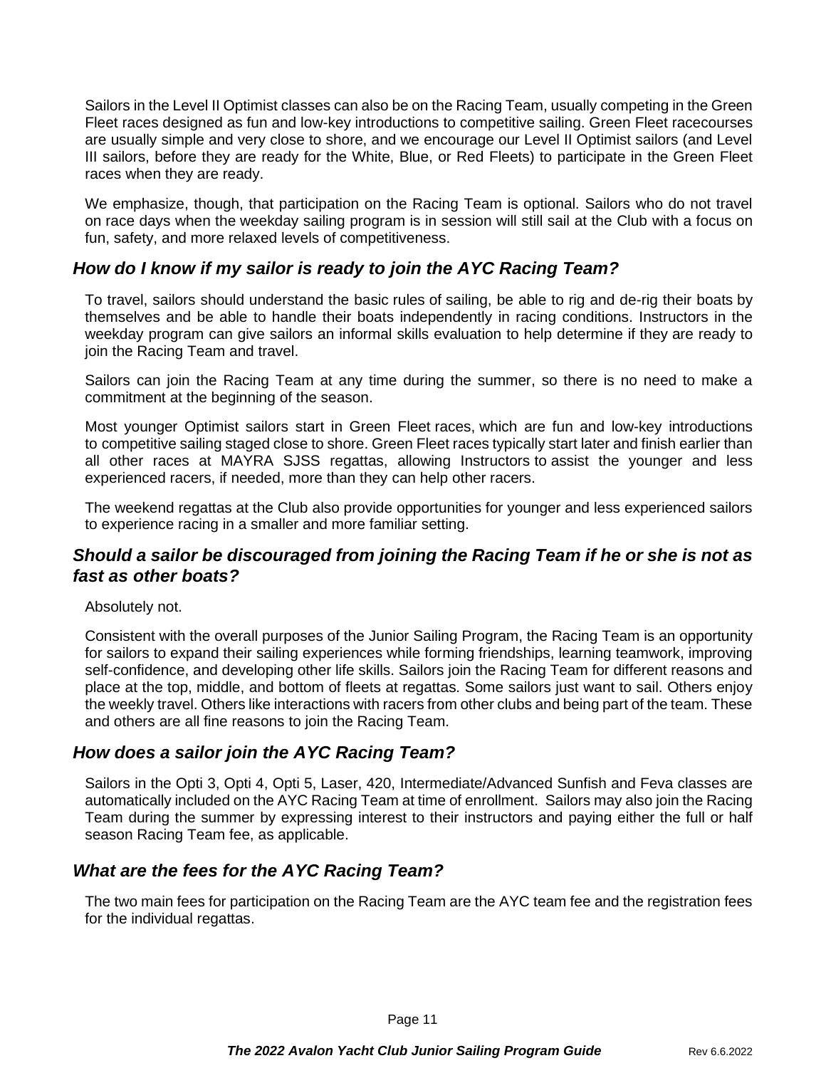Sailors in the Level II Optimist classes can also be on the Racing Team, usually competing in the Green Fleet races designed as fun and low-key introductions to competitive sailing. Green Fleet racecourses are usually simple and very close to shore, and we encourage our Level II Optimist sailors (and Level III sailors, before they are ready for the White, Blue, or Red Fleets) to participate in the Green Fleet races when they are ready.

We emphasize, though, that participation on the Racing Team is optional. Sailors who do not travel on race days when the weekday sailing program is in session will still sail at the Club with a focus on fun, safety, and more relaxed levels of competitiveness.

### *How do I know if my sailor is ready to join the AYC Racing Team?*

To travel, sailors should understand the basic rules of sailing, be able to rig and de-rig their boats by themselves and be able to handle their boats independently in racing conditions. Instructors in the weekday program can give sailors an informal skills evaluation to help determine if they are ready to join the Racing Team and travel.

Sailors can join the Racing Team at any time during the summer, so there is no need to make a commitment at the beginning of the season.

Most younger Optimist sailors start in Green Fleet races, which are fun and low-key introductions to competitive sailing staged close to shore. Green Fleet races typically start later and finish earlier than all other races at MAYRA SJSS regattas, allowing Instructors to assist the younger and less experienced racers, if needed, more than they can help other racers.

The weekend regattas at the Club also provide opportunities for younger and less experienced sailors to experience racing in a smaller and more familiar setting.

### *Should a sailor be discouraged from joining the Racing Team if he or she is not as fast as other boats?*

Absolutely not.

Consistent with the overall purposes of the Junior Sailing Program, the Racing Team is an opportunity for sailors to expand their sailing experiences while forming friendships, learning teamwork, improving self-confidence, and developing other life skills. Sailors join the Racing Team for different reasons and place at the top, middle, and bottom of fleets at regattas. Some sailors just want to sail. Others enjoy the weekly travel. Others like interactions with racers from other clubs and being part of the team. These and others are all fine reasons to join the Racing Team.

### *How does a sailor join the AYC Racing Team?*

Sailors in the Opti 3, Opti 4, Opti 5, Laser, 420, Intermediate/Advanced Sunfish and Feva classes are automatically included on the AYC Racing Team at time of enrollment. Sailors may also join the Racing Team during the summer by expressing interest to their instructors and paying either the full or half season Racing Team fee, as applicable.

### *What are the fees for the AYC Racing Team?*

The two main fees for participation on the Racing Team are the AYC team fee and the registration fees for the individual regattas.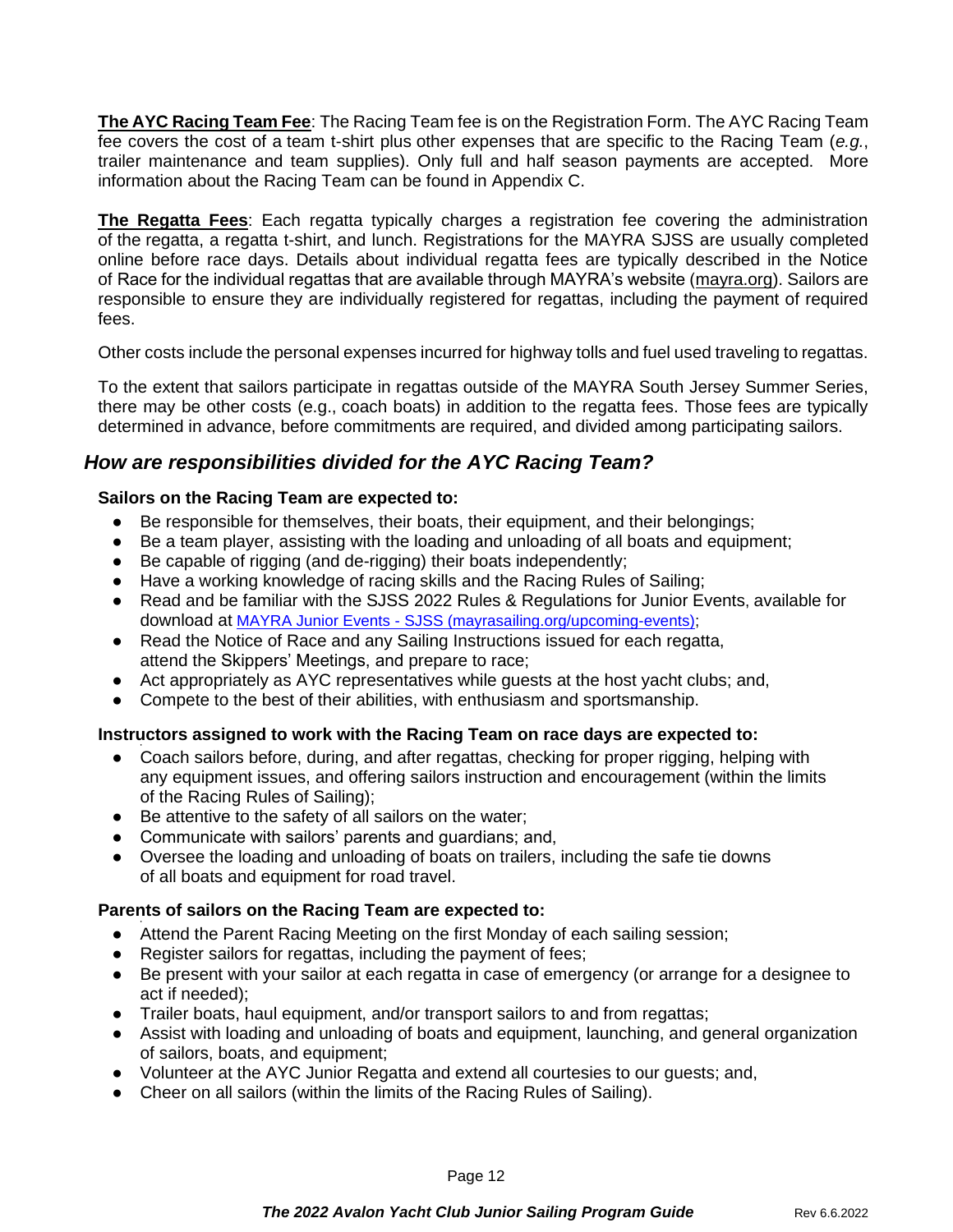**The AYC Racing Team Fee**: The Racing Team fee is on the Registration Form. The AYC Racing Team fee covers the cost of a team t-shirt plus other expenses that are specific to the Racing Team (*e.g.*, trailer maintenance and team supplies). Only full and half season payments are accepted. More information about the Racing Team can be found in Appendix C.

**The Regatta Fees**: Each regatta typically charges a registration fee covering the administration of the regatta, a regatta t-shirt, and lunch. Registrations for the MAYRA SJSS are usually completed online before race days. Details about individual regatta fees are typically described in the Notice of Race for the individual regattas that are available through MAYRA's website (mayra.org). Sailors are responsible to ensure they are individually registered for regattas, including the payment of required fees.

Other costs include the personal expenses incurred for highway tolls and fuel used traveling to regattas.

To the extent that sailors participate in regattas outside of the MAYRA South Jersey Summer Series, there may be other costs (e.g., coach boats) in addition to the regatta fees. Those fees are typically determined in advance, before commitments are required, and divided among participating sailors.

## *How are responsibilities divided for the AYC Racing Team?*

**Sailors on the Racing Team are expected to:**

- Be responsible for themselves, their boats, their equipment, and their belongings;
- Be a team player, assisting with the loading and unloading of all boats and equipment;
- Be capable of rigging (and de-rigging) their boats independently;
- Have a working knowledge of racing skills and the Racing Rules of Sailing;
- Read and be familiar with the SJSS 2022 Rules & Regulations for Junior Events, available for download at MAYRA Junior Events - SJSS (mayrasailing.org/upcoming-events);
- Read the Notice of Race and any Sailing Instructions issued for each regatta, attend the Skippers' Meetings, and prepare to race;
- Act appropriately as AYC representatives while guests at the host yacht clubs; and,
- Compete to the best of their abilities, with enthusiasm and sportsmanship.

**Instructors assigned to work with the Racing Team on race days are expected to:**

- Coach sailors before, during, and after regattas, checking for proper rigging, helping with any equipment issues, and offering sailors instruction and encouragement (within the limits of the Racing Rules of Sailing);
- Be attentive to the safety of all sailors on the water;
- Communicate with sailors' parents and guardians; and,
- Oversee the loading and unloading of boats on trailers, including the safe tie downs of all boats and equipment for road travel.

**Parents of sailors on the Racing Team are expected to:**

- Attend the Parent Racing Meeting on the first Monday of each sailing session;
- Register sailors for regattas, including the payment of fees;
- Be present with your sailor at each regatta in case of emergency (or arrange for a designee to act if needed);
- Trailer boats, haul equipment, and/or transport sailors to and from regattas;
- Assist with loading and unloading of boats and equipment, launching, and general organization of sailors, boats, and equipment;
- Volunteer at the AYC Junior Regatta and extend all courtesies to our guests; and,
- Cheer on all sailors (within the limits of the Racing Rules of Sailing).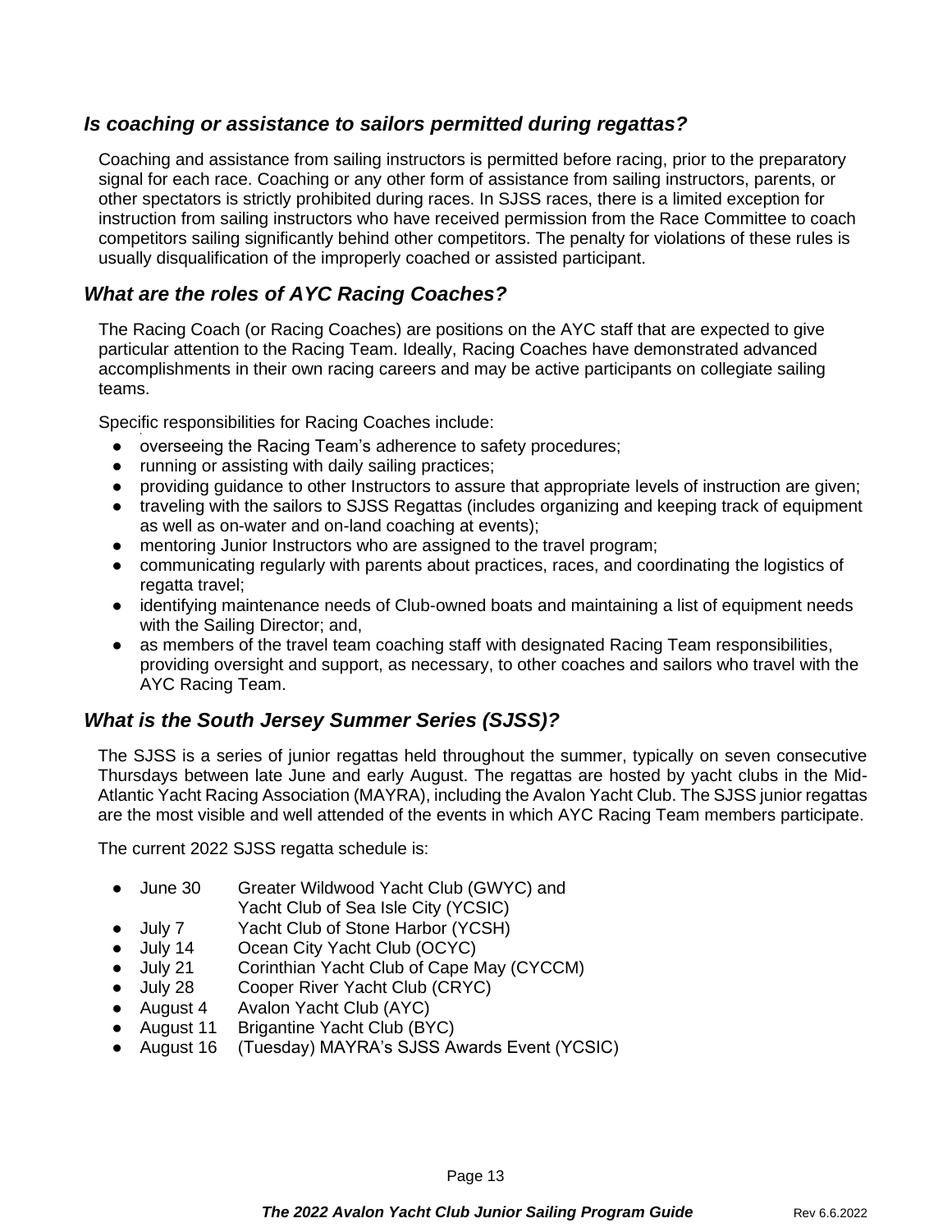### *Is coaching or assistance to sailors permitted during regattas?*

Coaching and assistance from sailing instructors is permitted before racing, prior to the preparatory signal for each race. Coaching or any other form of assistance from sailing instructors, parents, or other spectators is strictly prohibited during races. In SJSS races, there is a limited exception for instruction from sailing instructors who have received permission from the Race Committee to coach competitors sailing significantly behind other competitors. The penalty for violations of these rules is usually disqualification of the improperly coached or assisted participant.

### *What are the roles of AYC Racing Coaches?*

The Racing Coach (or Racing Coaches) are positions on the AYC staff that are expected to give particular attention to the Racing Team. Ideally, Racing Coaches have demonstrated advanced accomplishments in their own racing careers and may be active participants on collegiate sailing teams.

Specific responsibilities for Racing Coaches include:

- overseeing the Racing Team's adherence to safety procedures;
- running or assisting with daily sailing practices;
- providing guidance to other Instructors to assure that appropriate levels of instruction are given;
- traveling with the sailors to SJSS Regattas (includes organizing and keeping track of equipment as well as on-water and on-land coaching at events);
- mentoring Junior Instructors who are assigned to the travel program;
- communicating regularly with parents about practices, races, and coordinating the logistics of regatta travel;
- identifying maintenance needs of Club-owned boats and maintaining a list of equipment needs with the Sailing Director; and,
- as members of the travel team coaching staff with designated Racing Team responsibilities, providing oversight and support, as necessary, to other coaches and sailors who travel with the AYC Racing Team.

### *What is the South Jersey Summer Series (SJSS)?*

The SJSS is a series of junior regattas held throughout the summer, typically on seven consecutive Thursdays between late June and early August. The regattas are hosted by yacht clubs in the Mid-Atlantic Yacht Racing Association (MAYRA), including the Avalon Yacht Club. The SJSS junior regattas are the most visible and well attended of the events in which AYC Racing Team members participate.

The current 2022 SJSS regatta schedule is:

- June 30 — Greater Wildwood Yacht Club (GWYC) and Yacht Club of Sea Isle City (YCSIC)
- July 7 — Yacht Club of Stone Harbor (YCSH)
- July 14 — Ocean City Yacht Club (OCYC)
- July 21 — Corinthian Yacht Club of Cape May (CYCCM)
- July 28 — Cooper River Yacht Club (CRYC)
- August 4 — Avalon Yacht Club (AYC)
- August 11 — Brigantine Yacht Club (BYC)
- August 16 — (Tuesday) MAYRA's SJSS Awards Event (YCSIC)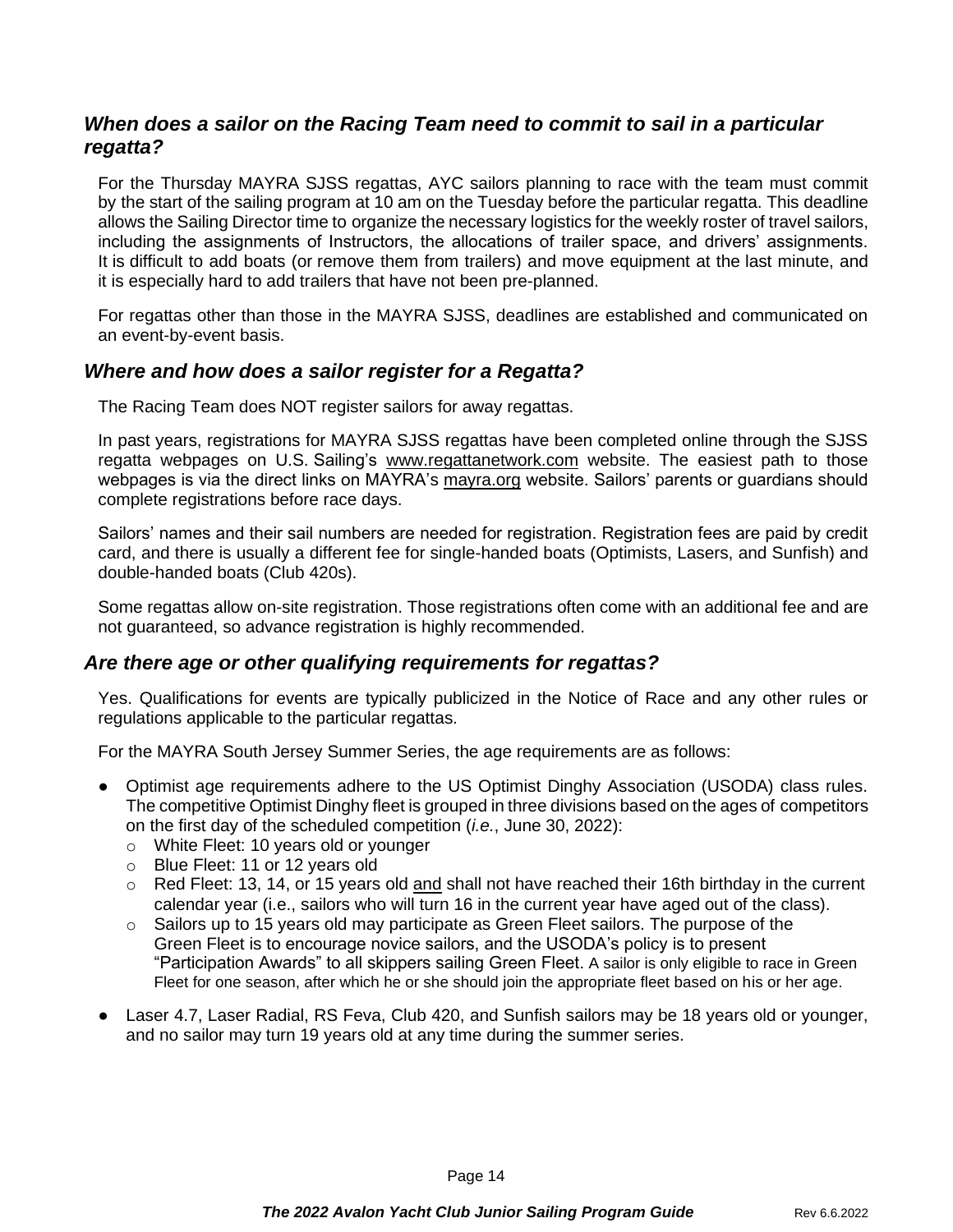### *When does a sailor on the Racing Team need to commit to sail in a particular regatta?*

For the Thursday MAYRA SJSS regattas, AYC sailors planning to race with the team must commit by the start of the sailing program at 10 am on the Tuesday before the particular regatta. This deadline allows the Sailing Director time to organize the necessary logistics for the weekly roster of travel sailors, including the assignments of Instructors, the allocations of trailer space, and drivers' assignments. It is difficult to add boats (or remove them from trailers) and move equipment at the last minute, and it is especially hard to add trailers that have not been pre-planned.

For regattas other than those in the MAYRA SJSS, deadlines are established and communicated on an event-by-event basis.

### *Where and how does a sailor register for a Regatta?*

The Racing Team does NOT register sailors for away regattas.

In past years, registrations for MAYRA SJSS regattas have been completed online through the SJSS regatta webpages on U.S. Sailing's www.regattanetwork.com website. The easiest path to those webpages is via the direct links on MAYRA's mayra.org website. Sailors' parents or guardians should complete registrations before race days.

Sailors' names and their sail numbers are needed for registration. Registration fees are paid by credit card, and there is usually a different fee for single-handed boats (Optimists, Lasers, and Sunfish) and double-handed boats (Club 420s).

Some regattas allow on-site registration. Those registrations often come with an additional fee and are not guaranteed, so advance registration is highly recommended.

### *Are there age or other qualifying requirements for regattas?*

Yes. Qualifications for events are typically publicized in the Notice of Race and any other rules or regulations applicable to the particular regattas.

For the MAYRA South Jersey Summer Series, the age requirements are as follows:

- Optimist age requirements adhere to the US Optimist Dinghy Association (USODA) class rules. The competitive Optimist Dinghy fleet is grouped in three divisions based on the ages of competitors on the first day of the scheduled competition (*i.e.*, June 30, 2022):
  - White Fleet: 10 years old or younger
  - Blue Fleet: 11 or 12 years old
  - Red Fleet: 13, 14, or 15 years old and shall not have reached their 16th birthday in the current calendar year (i.e., sailors who will turn 16 in the current year have aged out of the class).
  - Sailors up to 15 years old may participate as Green Fleet sailors. The purpose of the Green Fleet is to encourage novice sailors, and the USODA's policy is to present "Participation Awards" to all skippers sailing Green Fleet. A sailor is only eligible to race in Green Fleet for one season, after which he or she should join the appropriate fleet based on his or her age.
- Laser 4.7, Laser Radial, RS Feva, Club 420, and Sunfish sailors may be 18 years old or younger, and no sailor may turn 19 years old at any time during the summer series.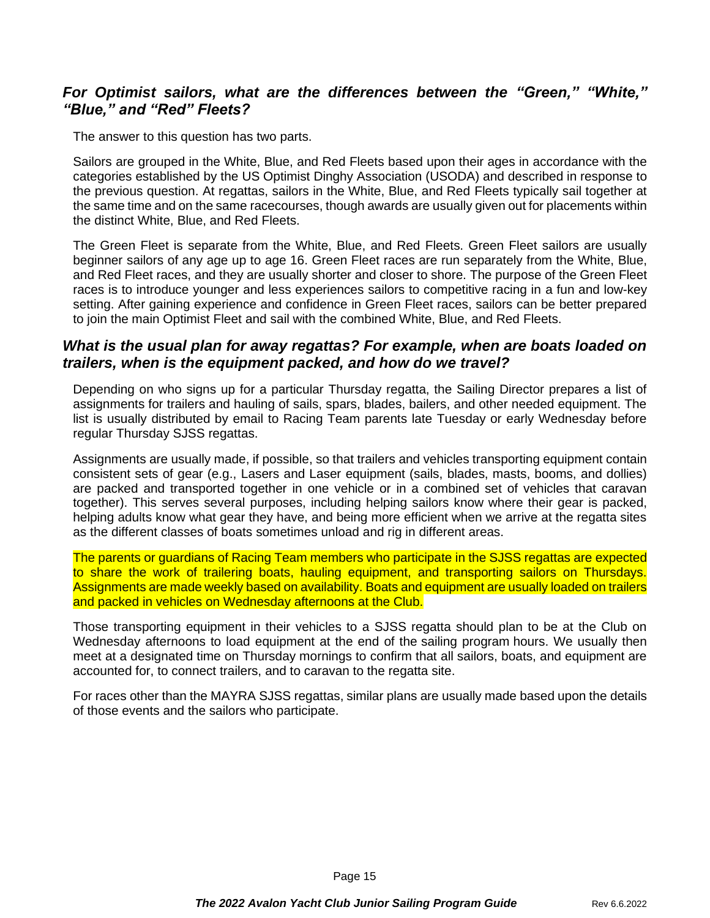### *For Optimist sailors, what are the differences between the "Green," "White," "Blue," and "Red" Fleets?*

The answer to this question has two parts.

Sailors are grouped in the White, Blue, and Red Fleets based upon their ages in accordance with the categories established by the US Optimist Dinghy Association (USODA) and described in response to the previous question. At regattas, sailors in the White, Blue, and Red Fleets typically sail together at the same time and on the same racecourses, though awards are usually given out for placements within the distinct White, Blue, and Red Fleets.

The Green Fleet is separate from the White, Blue, and Red Fleets. Green Fleet sailors are usually beginner sailors of any age up to age 16. Green Fleet races are run separately from the White, Blue, and Red Fleet races, and they are usually shorter and closer to shore. The purpose of the Green Fleet races is to introduce younger and less experiences sailors to competitive racing in a fun and low-key setting. After gaining experience and confidence in Green Fleet races, sailors can be better prepared to join the main Optimist Fleet and sail with the combined White, Blue, and Red Fleets.

### *What is the usual plan for away regattas? For example, when are boats loaded on trailers, when is the equipment packed, and how do we travel?*

Depending on who signs up for a particular Thursday regatta, the Sailing Director prepares a list of assignments for trailers and hauling of sails, spars, blades, bailers, and other needed equipment. The list is usually distributed by email to Racing Team parents late Tuesday or early Wednesday before regular Thursday SJSS regattas.

Assignments are usually made, if possible, so that trailers and vehicles transporting equipment contain consistent sets of gear (e.g., Lasers and Laser equipment (sails, blades, masts, booms, and dollies) are packed and transported together in one vehicle or in a combined set of vehicles that caravan together). This serves several purposes, including helping sailors know where their gear is packed, helping adults know what gear they have, and being more efficient when we arrive at the regatta sites as the different classes of boats sometimes unload and rig in different areas.

The parents or guardians of Racing Team members who participate in the SJSS regattas are expected to share the work of trailering boats, hauling equipment, and transporting sailors on Thursdays. Assignments are made weekly based on availability. Boats and equipment are usually loaded on trailers and packed in vehicles on Wednesday afternoons at the Club.

Those transporting equipment in their vehicles to a SJSS regatta should plan to be at the Club on Wednesday afternoons to load equipment at the end of the sailing program hours. We usually then meet at a designated time on Thursday mornings to confirm that all sailors, boats, and equipment are accounted for, to connect trailers, and to caravan to the regatta site.

For races other than the MAYRA SJSS regattas, similar plans are usually made based upon the details of those events and the sailors who participate.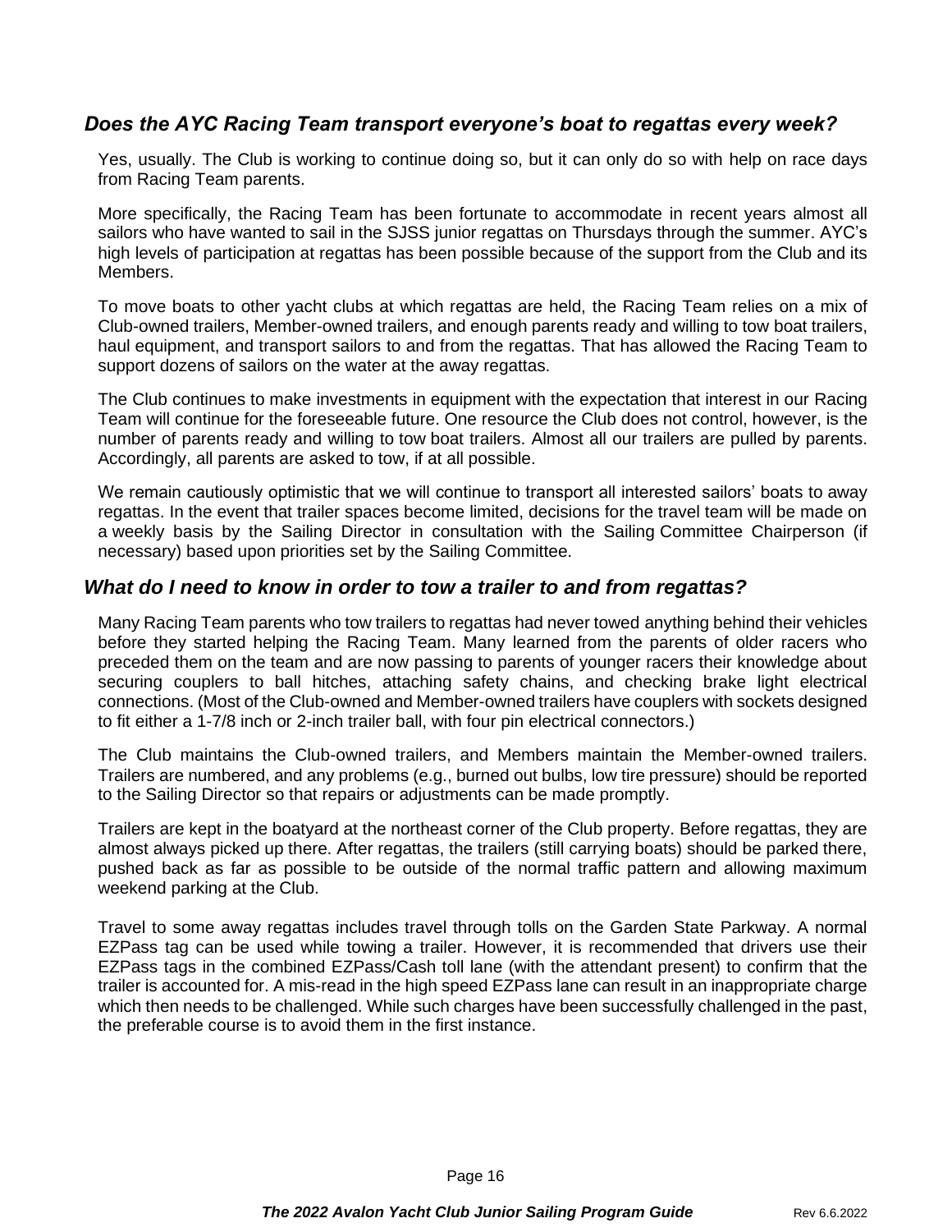### *Does the AYC Racing Team transport everyone's boat to regattas every week?*

Yes, usually. The Club is working to continue doing so, but it can only do so with help on race days from Racing Team parents.

More specifically, the Racing Team has been fortunate to accommodate in recent years almost all sailors who have wanted to sail in the SJSS junior regattas on Thursdays through the summer. AYC's high levels of participation at regattas has been possible because of the support from the Club and its Members.

To move boats to other yacht clubs at which regattas are held, the Racing Team relies on a mix of Club-owned trailers, Member-owned trailers, and enough parents ready and willing to tow boat trailers, haul equipment, and transport sailors to and from the regattas. That has allowed the Racing Team to support dozens of sailors on the water at the away regattas.

The Club continues to make investments in equipment with the expectation that interest in our Racing Team will continue for the foreseeable future. One resource the Club does not control, however, is the number of parents ready and willing to tow boat trailers. Almost all our trailers are pulled by parents. Accordingly, all parents are asked to tow, if at all possible.

We remain cautiously optimistic that we will continue to transport all interested sailors' boats to away regattas. In the event that trailer spaces become limited, decisions for the travel team will be made on a weekly basis by the Sailing Director in consultation with the Sailing Committee Chairperson (if necessary) based upon priorities set by the Sailing Committee.

### *What do I need to know in order to tow a trailer to and from regattas?*

Many Racing Team parents who tow trailers to regattas had never towed anything behind their vehicles before they started helping the Racing Team. Many learned from the parents of older racers who preceded them on the team and are now passing to parents of younger racers their knowledge about securing couplers to ball hitches, attaching safety chains, and checking brake light electrical connections. (Most of the Club-owned and Member-owned trailers have couplers with sockets designed to fit either a 1-7/8 inch or 2-inch trailer ball, with four pin electrical connectors.)

The Club maintains the Club-owned trailers, and Members maintain the Member-owned trailers. Trailers are numbered, and any problems (e.g., burned out bulbs, low tire pressure) should be reported to the Sailing Director so that repairs or adjustments can be made promptly.

Trailers are kept in the boatyard at the northeast corner of the Club property. Before regattas, they are almost always picked up there. After regattas, the trailers (still carrying boats) should be parked there, pushed back as far as possible to be outside of the normal traffic pattern and allowing maximum weekend parking at the Club.

Travel to some away regattas includes travel through tolls on the Garden State Parkway. A normal EZPass tag can be used while towing a trailer. However, it is recommended that drivers use their EZPass tags in the combined EZPass/Cash toll lane (with the attendant present) to confirm that the trailer is accounted for. A mis-read in the high speed EZPass lane can result in an inappropriate charge which then needs to be challenged. While such charges have been successfully challenged in the past, the preferable course is to avoid them in the first instance.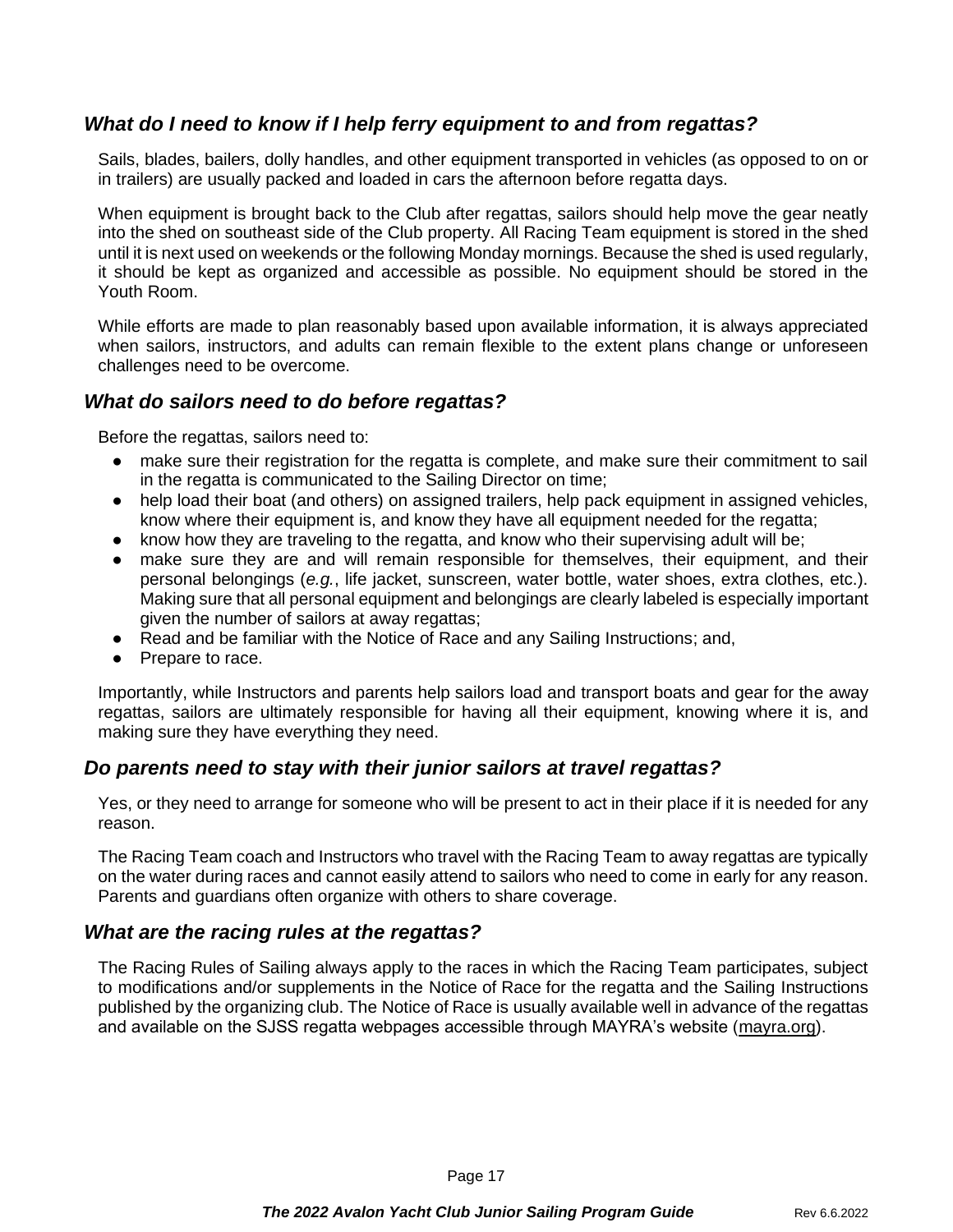### *What do I need to know if I help ferry equipment to and from regattas?*

Sails, blades, bailers, dolly handles, and other equipment transported in vehicles (as opposed to on or in trailers) are usually packed and loaded in cars the afternoon before regatta days.

When equipment is brought back to the Club after regattas, sailors should help move the gear neatly into the shed on southeast side of the Club property. All Racing Team equipment is stored in the shed until it is next used on weekends or the following Monday mornings. Because the shed is used regularly, it should be kept as organized and accessible as possible. No equipment should be stored in the Youth Room.

While efforts are made to plan reasonably based upon available information, it is always appreciated when sailors, instructors, and adults can remain flexible to the extent plans change or unforeseen challenges need to be overcome.

### *What do sailors need to do before regattas?*

Before the regattas, sailors need to:

- make sure their registration for the regatta is complete, and make sure their commitment to sail in the regatta is communicated to the Sailing Director on time;
- help load their boat (and others) on assigned trailers, help pack equipment in assigned vehicles, know where their equipment is, and know they have all equipment needed for the regatta;
- know how they are traveling to the regatta, and know who their supervising adult will be;
- make sure they are and will remain responsible for themselves, their equipment, and their personal belongings (*e.g.*, life jacket, sunscreen, water bottle, water shoes, extra clothes, etc.). Making sure that all personal equipment and belongings are clearly labeled is especially important given the number of sailors at away regattas;
- Read and be familiar with the Notice of Race and any Sailing Instructions; and,
- Prepare to race.

Importantly, while Instructors and parents help sailors load and transport boats and gear for the away regattas, sailors are ultimately responsible for having all their equipment, knowing where it is, and making sure they have everything they need.

### *Do parents need to stay with their junior sailors at travel regattas?*

Yes, or they need to arrange for someone who will be present to act in their place if it is needed for any reason.

The Racing Team coach and Instructors who travel with the Racing Team to away regattas are typically on the water during races and cannot easily attend to sailors who need to come in early for any reason. Parents and guardians often organize with others to share coverage.

### *What are the racing rules at the regattas?*

The Racing Rules of Sailing always apply to the races in which the Racing Team participates, subject to modifications and/or supplements in the Notice of Race for the regatta and the Sailing Instructions published by the organizing club. The Notice of Race is usually available well in advance of the regattas and available on the SJSS regatta webpages accessible through MAYRA's website (mayra.org).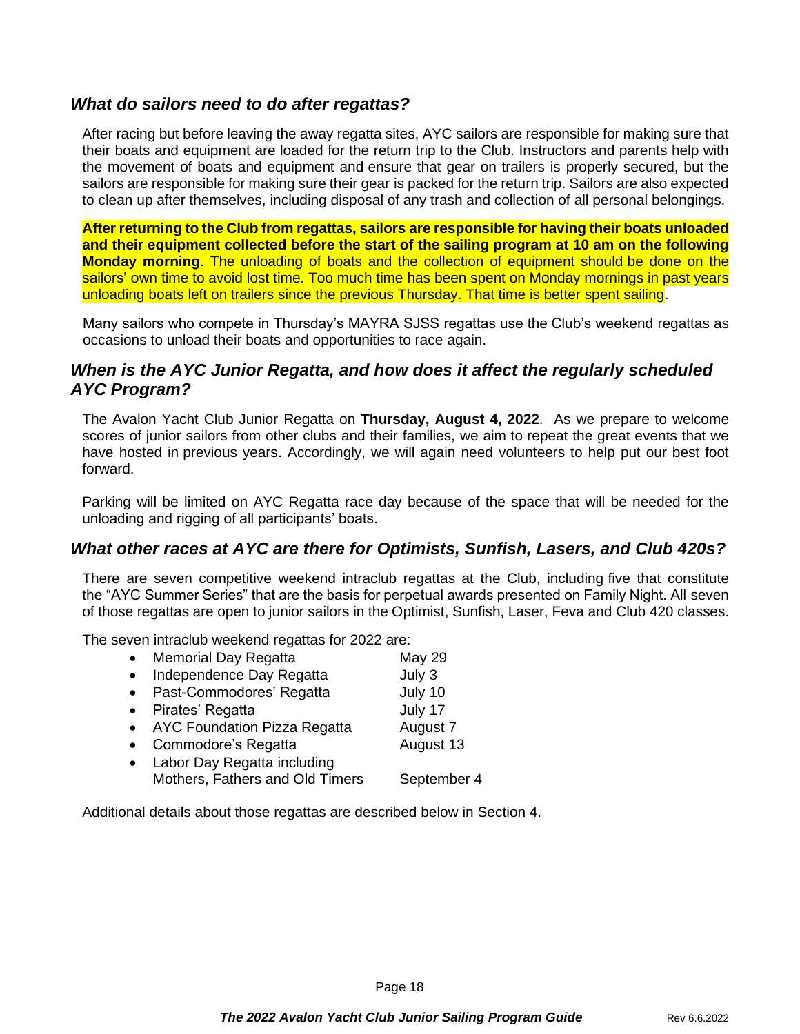### *What do sailors need to do after regattas?*

After racing but before leaving the away regatta sites, AYC sailors are responsible for making sure that their boats and equipment are loaded for the return trip to the Club. Instructors and parents help with the movement of boats and equipment and ensure that gear on trailers is properly secured, but the sailors are responsible for making sure their gear is packed for the return trip. Sailors are also expected to clean up after themselves, including disposal of any trash and collection of all personal belongings.

**After returning to the Club from regattas, sailors are responsible for having their boats unloaded and their equipment collected before the start of the sailing program at 10 am on the following Monday morning**. The unloading of boats and the collection of equipment should be done on the sailors' own time to avoid lost time. Too much time has been spent on Monday mornings in past years unloading boats left on trailers since the previous Thursday. That time is better spent sailing.

Many sailors who compete in Thursday's MAYRA SJSS regattas use the Club's weekend regattas as occasions to unload their boats and opportunities to race again.

### *When is the AYC Junior Regatta, and how does it affect the regularly scheduled AYC Program?*

The Avalon Yacht Club Junior Regatta on **Thursday, August 4, 2022**. As we prepare to welcome scores of junior sailors from other clubs and their families, we aim to repeat the great events that we have hosted in previous years. Accordingly, we will again need volunteers to help put our best foot forward.

Parking will be limited on AYC Regatta race day because of the space that will be needed for the unloading and rigging of all participants' boats.

### *What other races at AYC are there for Optimists, Sunfish, Lasers, and Club 420s?*

There are seven competitive weekend intraclub regattas at the Club, including five that constitute the "AYC Summer Series" that are the basis for perpetual awards presented on Family Night. All seven of those regattas are open to junior sailors in the Optimist, Sunfish, Laser, Feva and Club 420 classes.

The seven intraclub weekend regattas for 2022 are:

- Memorial Day Regatta — May 29
- Independence Day Regatta — July 3
- Past-Commodores' Regatta — July 10
- Pirates' Regatta — July 17
- AYC Foundation Pizza Regatta — August 7
- Commodore's Regatta — August 13
- Labor Day Regatta including Mothers, Fathers and Old Timers — September 4

Additional details about those regattas are described below in Section 4.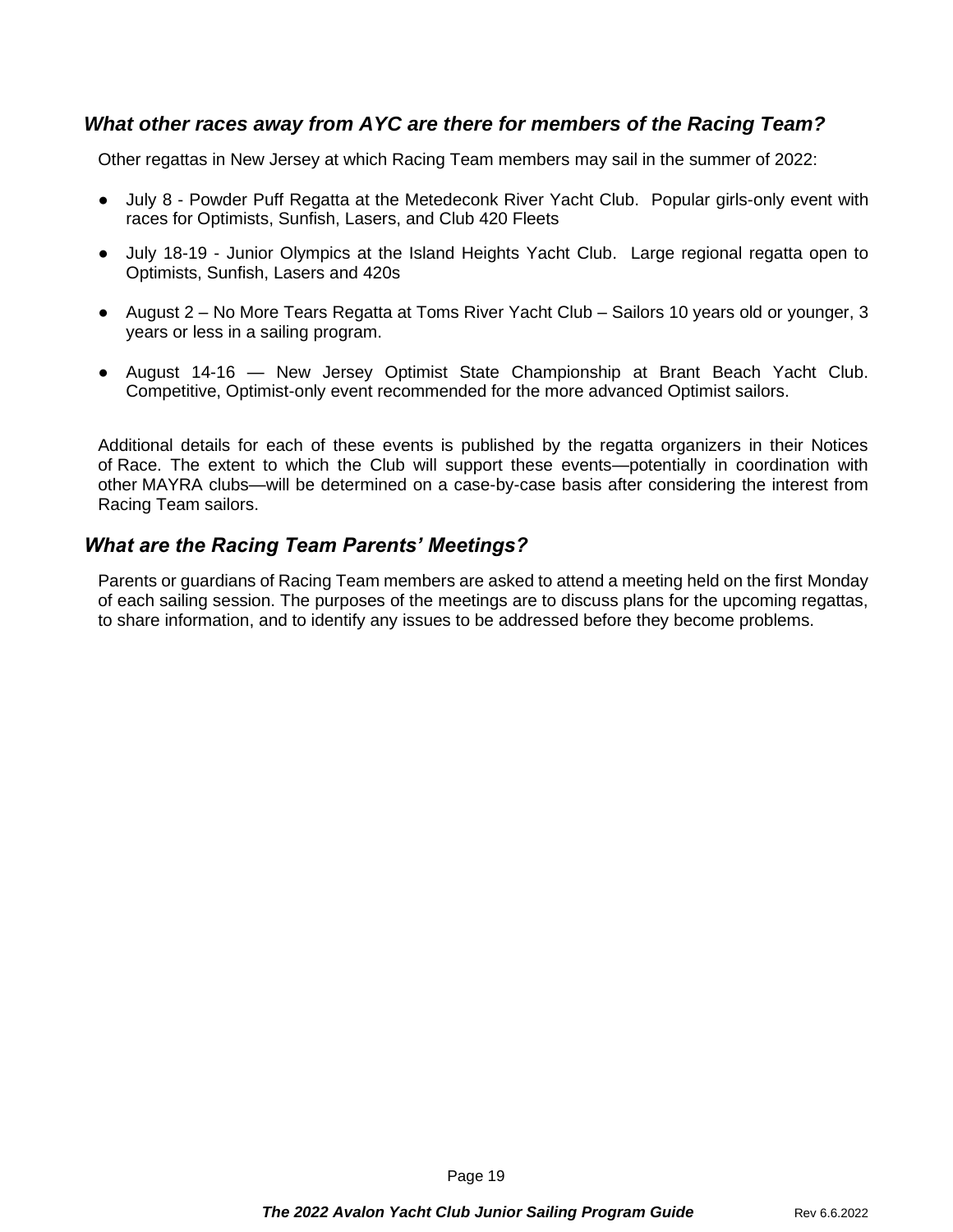### *What other races away from AYC are there for members of the Racing Team?*

Other regattas in New Jersey at which Racing Team members may sail in the summer of 2022:

- July 8 - Powder Puff Regatta at the Metedeconk River Yacht Club. Popular girls-only event with races for Optimists, Sunfish, Lasers, and Club 420 Fleets
- July 18-19 - Junior Olympics at the Island Heights Yacht Club. Large regional regatta open to Optimists, Sunfish, Lasers and 420s
- August 2 – No More Tears Regatta at Toms River Yacht Club – Sailors 10 years old or younger, 3 years or less in a sailing program.
- August 14-16 — New Jersey Optimist State Championship at Brant Beach Yacht Club. Competitive, Optimist-only event recommended for the more advanced Optimist sailors.

Additional details for each of these events is published by the regatta organizers in their Notices of Race. The extent to which the Club will support these events—potentially in coordination with other MAYRA clubs—will be determined on a case-by-case basis after considering the interest from Racing Team sailors.

### *What are the Racing Team Parents' Meetings?*

Parents or guardians of Racing Team members are asked to attend a meeting held on the first Monday of each sailing session. The purposes of the meetings are to discuss plans for the upcoming regattas, to share information, and to identify any issues to be addressed before they become problems.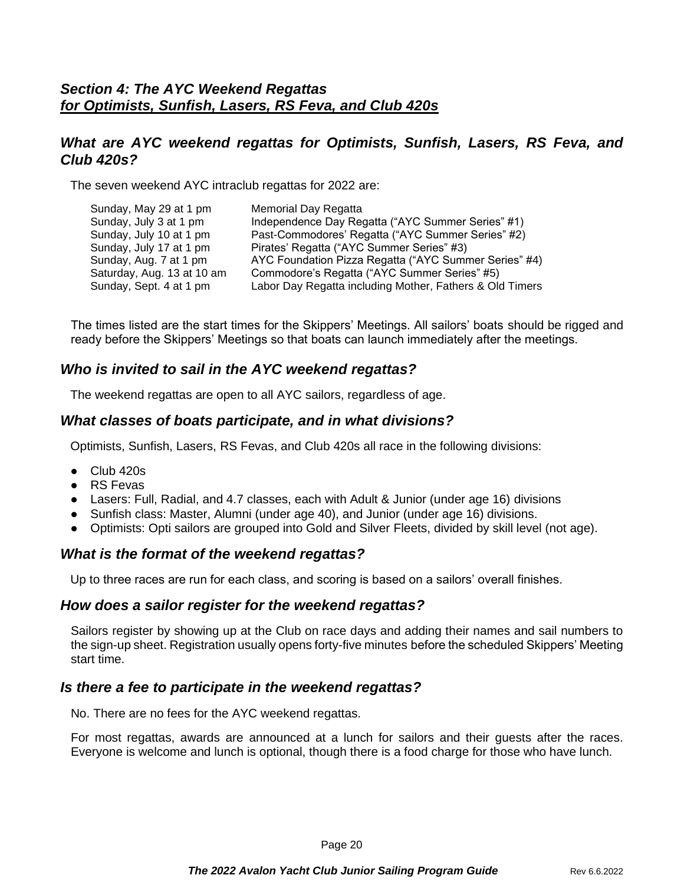## *Section 4: The AYC Weekend Regattas*
## ***for Optimists, Sunfish, Lasers, RS Feva, and Club 420s***

### *What are AYC weekend regattas for Optimists, Sunfish, Lasers, RS Feva, and Club 420s?*

The seven weekend AYC intraclub regattas for 2022 are:

| | |
|---|---|
| Sunday, May 29 at 1 pm | Memorial Day Regatta |
| Sunday, July 3 at 1 pm | Independence Day Regatta ("AYC Summer Series" #1) |
| Sunday, July 10 at 1 pm | Past-Commodores' Regatta ("AYC Summer Series" #2) |
| Sunday, July 17 at 1 pm | Pirates' Regatta ("AYC Summer Series" #3) |
| Sunday, Aug. 7 at 1 pm | AYC Foundation Pizza Regatta ("AYC Summer Series" #4) |
| Saturday, Aug. 13 at 10 am | Commodore's Regatta ("AYC Summer Series" #5) |
| Sunday, Sept. 4 at 1 pm | Labor Day Regatta including Mother, Fathers & Old Timers |

The times listed are the start times for the Skippers' Meetings. All sailors' boats should be rigged and ready before the Skippers' Meetings so that boats can launch immediately after the meetings.

### *Who is invited to sail in the AYC weekend regattas?*

The weekend regattas are open to all AYC sailors, regardless of age.

### *What classes of boats participate, and in what divisions?*

Optimists, Sunfish, Lasers, RS Fevas, and Club 420s all race in the following divisions:

- Club 420s
- RS Fevas
- Lasers: Full, Radial, and 4.7 classes, each with Adult & Junior (under age 16) divisions
- Sunfish class: Master, Alumni (under age 40), and Junior (under age 16) divisions.
- Optimists: Opti sailors are grouped into Gold and Silver Fleets, divided by skill level (not age).

### *What is the format of the weekend regattas?*

Up to three races are run for each class, and scoring is based on a sailors' overall finishes.

### *How does a sailor register for the weekend regattas?*

Sailors register by showing up at the Club on race days and adding their names and sail numbers to the sign-up sheet. Registration usually opens forty-five minutes before the scheduled Skippers' Meeting start time.

### *Is there a fee to participate in the weekend regattas?*

No. There are no fees for the AYC weekend regattas.

For most regattas, awards are announced at a lunch for sailors and their guests after the races. Everyone is welcome and lunch is optional, though there is a food charge for those who have lunch.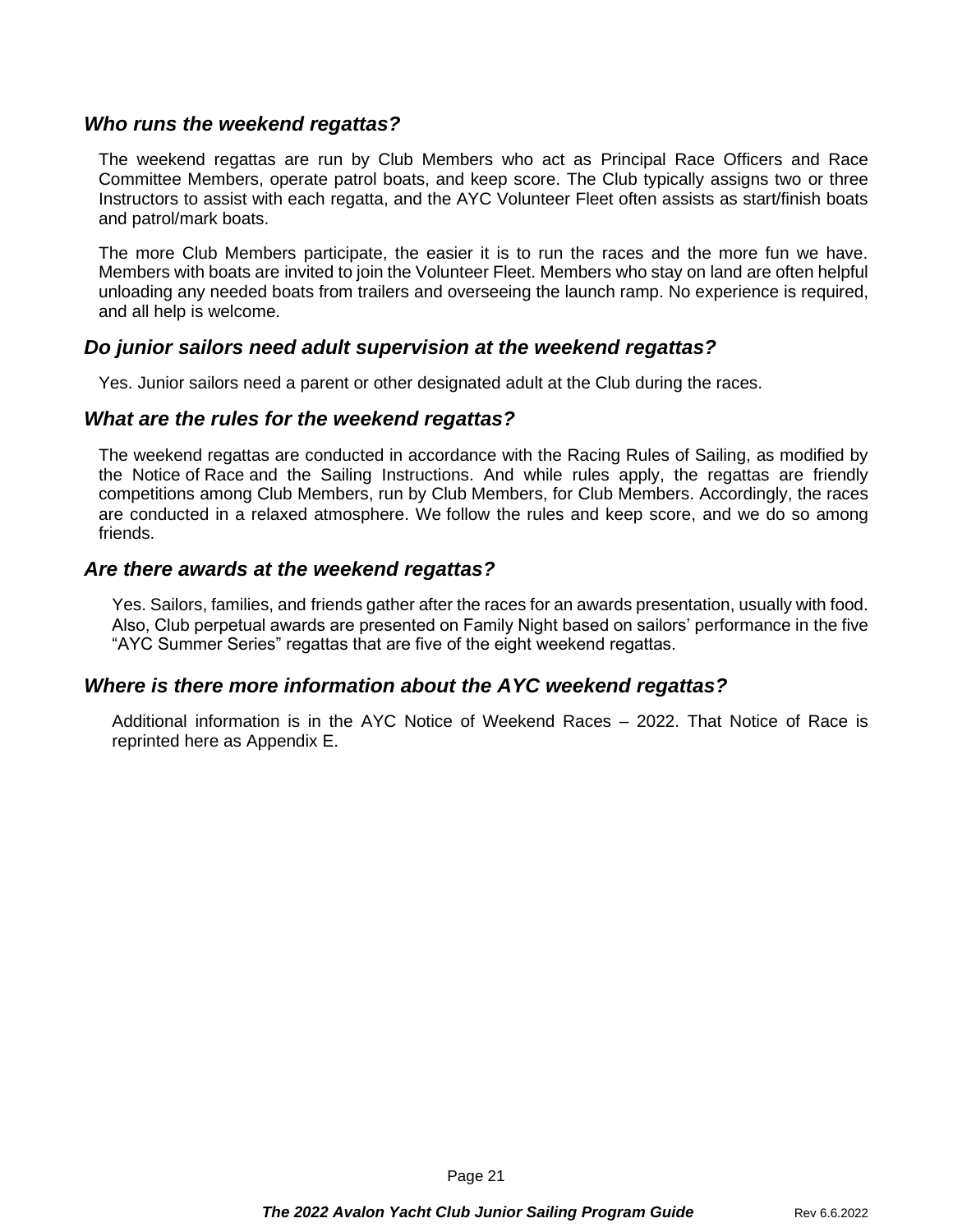### *Who runs the weekend regattas?*

The weekend regattas are run by Club Members who act as Principal Race Officers and Race Committee Members, operate patrol boats, and keep score. The Club typically assigns two or three Instructors to assist with each regatta, and the AYC Volunteer Fleet often assists as start/finish boats and patrol/mark boats.

The more Club Members participate, the easier it is to run the races and the more fun we have. Members with boats are invited to join the Volunteer Fleet. Members who stay on land are often helpful unloading any needed boats from trailers and overseeing the launch ramp. No experience is required, and all help is welcome.

### *Do junior sailors need adult supervision at the weekend regattas?*

Yes. Junior sailors need a parent or other designated adult at the Club during the races.

### *What are the rules for the weekend regattas?*

The weekend regattas are conducted in accordance with the Racing Rules of Sailing, as modified by the Notice of Race and the Sailing Instructions. And while rules apply, the regattas are friendly competitions among Club Members, run by Club Members, for Club Members. Accordingly, the races are conducted in a relaxed atmosphere. We follow the rules and keep score, and we do so among friends.

### *Are there awards at the weekend regattas?*

Yes. Sailors, families, and friends gather after the races for an awards presentation, usually with food. Also, Club perpetual awards are presented on Family Night based on sailors' performance in the five "AYC Summer Series" regattas that are five of the eight weekend regattas.

### *Where is there more information about the AYC weekend regattas?*

Additional information is in the AYC Notice of Weekend Races – 2022. That Notice of Race is reprinted here as Appendix E.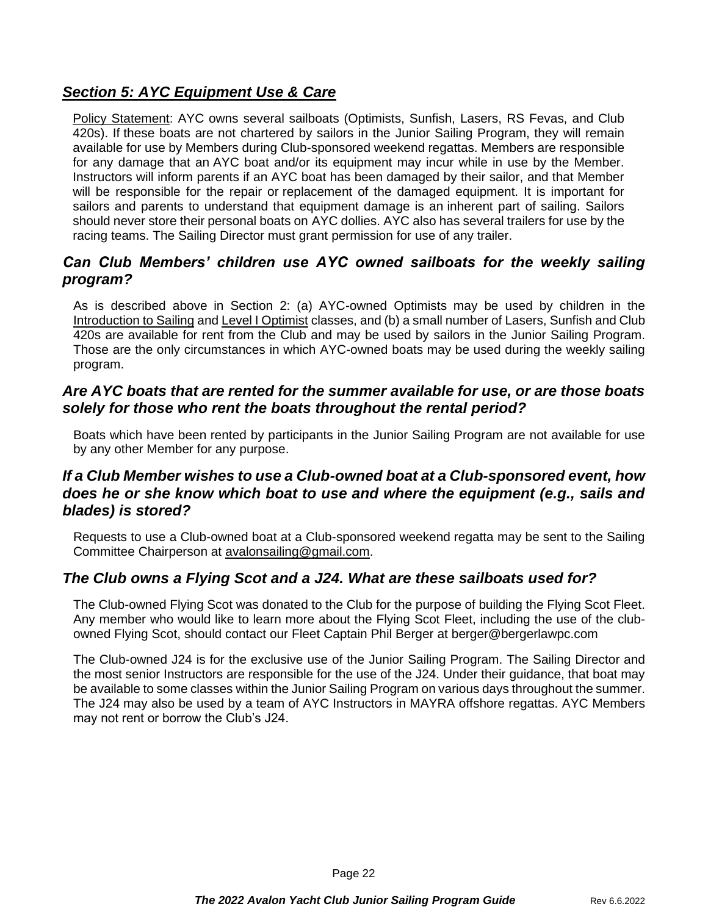## ***Section 5: AYC Equipment Use & Care***

Policy Statement: AYC owns several sailboats (Optimists, Sunfish, Lasers, RS Fevas, and Club 420s). If these boats are not chartered by sailors in the Junior Sailing Program, they will remain available for use by Members during Club-sponsored weekend regattas. Members are responsible for any damage that an AYC boat and/or its equipment may incur while in use by the Member. Instructors will inform parents if an AYC boat has been damaged by their sailor, and that Member will be responsible for the repair or replacement of the damaged equipment. It is important for sailors and parents to understand that equipment damage is an inherent part of sailing. Sailors should never store their personal boats on AYC dollies. AYC also has several trailers for use by the racing teams. The Sailing Director must grant permission for use of any trailer.

### *Can Club Members' children use AYC owned sailboats for the weekly sailing program?*

As is described above in Section 2: (a) AYC-owned Optimists may be used by children in the Introduction to Sailing and Level I Optimist classes, and (b) a small number of Lasers, Sunfish and Club 420s are available for rent from the Club and may be used by sailors in the Junior Sailing Program. Those are the only circumstances in which AYC-owned boats may be used during the weekly sailing program.

### *Are AYC boats that are rented for the summer available for use, or are those boats solely for those who rent the boats throughout the rental period?*

Boats which have been rented by participants in the Junior Sailing Program are not available for use by any other Member for any purpose.

### *If a Club Member wishes to use a Club-owned boat at a Club-sponsored event, how does he or she know which boat to use and where the equipment (e.g., sails and blades) is stored?*

Requests to use a Club-owned boat at a Club-sponsored weekend regatta may be sent to the Sailing Committee Chairperson at avalonsailing@gmail.com.

### *The Club owns a Flying Scot and a J24. What are these sailboats used for?*

The Club-owned Flying Scot was donated to the Club for the purpose of building the Flying Scot Fleet. Any member who would like to learn more about the Flying Scot Fleet, including the use of the club-owned Flying Scot, should contact our Fleet Captain Phil Berger at berger@bergerlawpc.com

The Club-owned J24 is for the exclusive use of the Junior Sailing Program. The Sailing Director and the most senior Instructors are responsible for the use of the J24. Under their guidance, that boat may be available to some classes within the Junior Sailing Program on various days throughout the summer. The J24 may also be used by a team of AYC Instructors in MAYRA offshore regattas. AYC Members may not rent or borrow the Club's J24.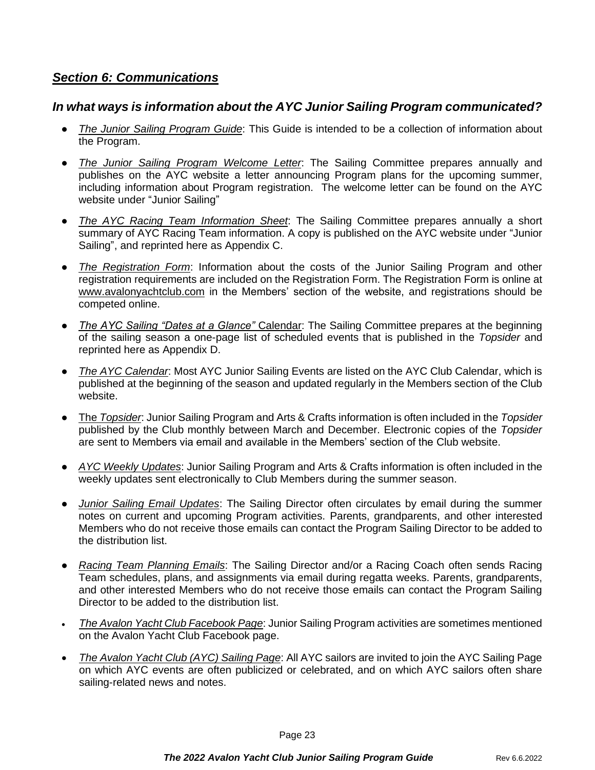## *Section 6: Communications*

### *In what ways is information about the AYC Junior Sailing Program communicated?*

- *The Junior Sailing Program Guide*: This Guide is intended to be a collection of information about the Program.
- *The Junior Sailing Program Welcome Letter*: The Sailing Committee prepares annually and publishes on the AYC website a letter announcing Program plans for the upcoming summer, including information about Program registration. The welcome letter can be found on the AYC website under "Junior Sailing"
- *The AYC Racing Team Information Sheet*: The Sailing Committee prepares annually a short summary of AYC Racing Team information. A copy is published on the AYC website under "Junior Sailing", and reprinted here as Appendix C.
- *The Registration Form*: Information about the costs of the Junior Sailing Program and other registration requirements are included on the Registration Form. The Registration Form is online at www.avalonyachtclub.com in the Members' section of the website, and registrations should be competed online.
- *The AYC Sailing "Dates at a Glance"* Calendar: The Sailing Committee prepares at the beginning of the sailing season a one-page list of scheduled events that is published in the *Topsider* and reprinted here as Appendix D.
- *The AYC Calendar*: Most AYC Junior Sailing Events are listed on the AYC Club Calendar, which is published at the beginning of the season and updated regularly in the Members section of the Club website.
- The *Topsider*: Junior Sailing Program and Arts & Crafts information is often included in the *Topsider* published by the Club monthly between March and December. Electronic copies of the *Topsider* are sent to Members via email and available in the Members' section of the Club website.
- *AYC Weekly Updates*: Junior Sailing Program and Arts & Crafts information is often included in the weekly updates sent electronically to Club Members during the summer season.
- *Junior Sailing Email Updates*: The Sailing Director often circulates by email during the summer notes on current and upcoming Program activities. Parents, grandparents, and other interested Members who do not receive those emails can contact the Program Sailing Director to be added to the distribution list.
- *Racing Team Planning Emails*: The Sailing Director and/or a Racing Coach often sends Racing Team schedules, plans, and assignments via email during regatta weeks. Parents, grandparents, and other interested Members who do not receive those emails can contact the Program Sailing Director to be added to the distribution list.
- *The Avalon Yacht Club Facebook Page*: Junior Sailing Program activities are sometimes mentioned on the Avalon Yacht Club Facebook page.
- *The Avalon Yacht Club (AYC) Sailing Page*: All AYC sailors are invited to join the AYC Sailing Page on which AYC events are often publicized or celebrated, and on which AYC sailors often share sailing-related news and notes.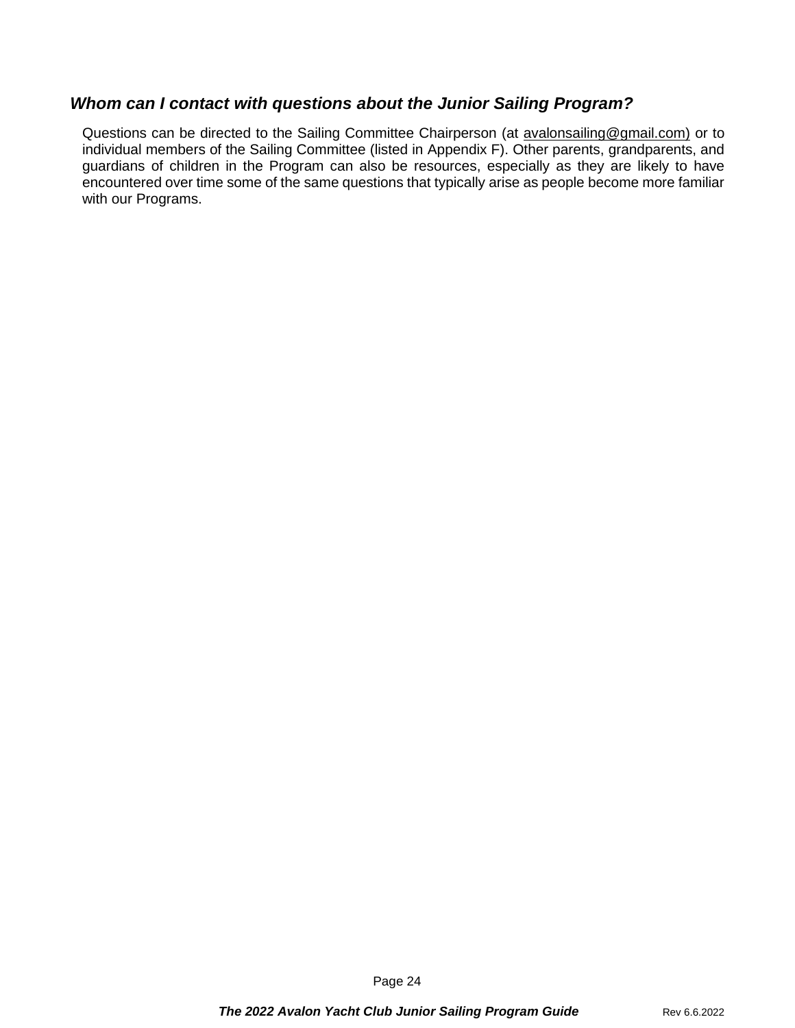### *Whom can I contact with questions about the Junior Sailing Program?*

Questions can be directed to the Sailing Committee Chairperson (at avalonsailing@gmail.com) or to individual members of the Sailing Committee (listed in Appendix F). Other parents, grandparents, and guardians of children in the Program can also be resources, especially as they are likely to have encountered over time some of the same questions that typically arise as people become more familiar with our Programs.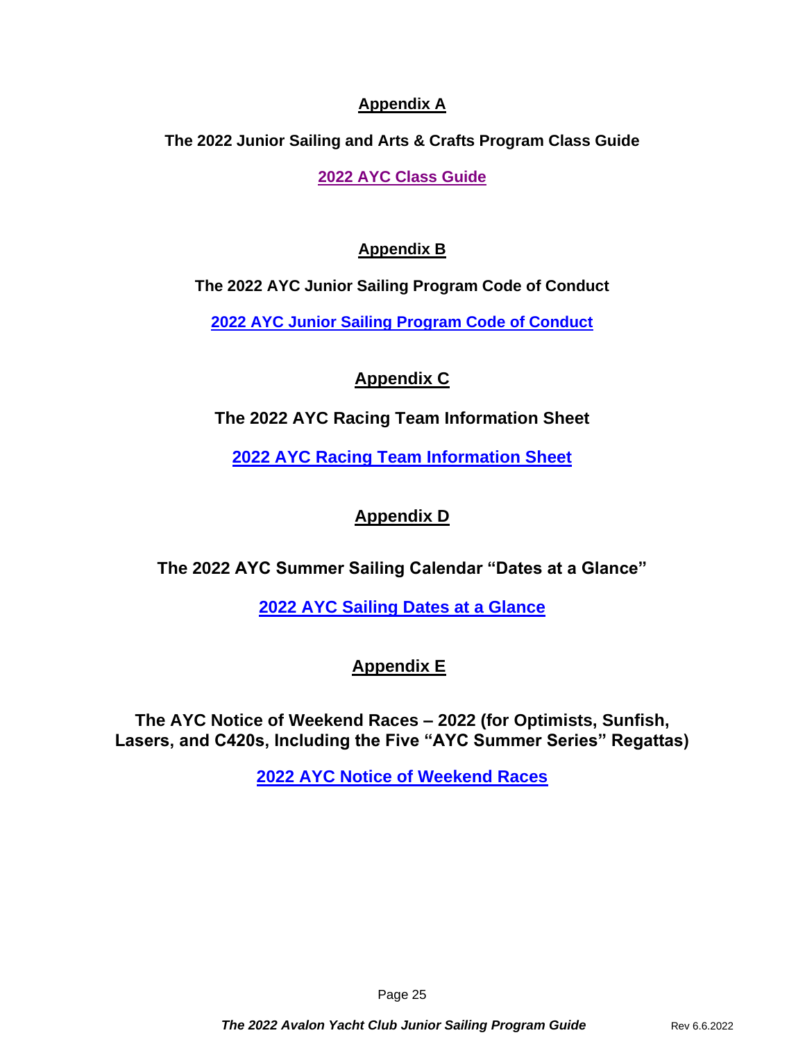## Appendix A

**The 2022 Junior Sailing and Arts & Crafts Program Class Guide**

**2022 AYC Class Guide**

## Appendix B

**The 2022 AYC Junior Sailing Program Code of Conduct**

**2022 AYC Junior Sailing Program Code of Conduct**

## Appendix C

**The 2022 AYC Racing Team Information Sheet**

**2022 AYC Racing Team Information Sheet**

## Appendix D

**The 2022 AYC Summer Sailing Calendar "Dates at a Glance"**

**2022 AYC Sailing Dates at a Glance**

## Appendix E

**The AYC Notice of Weekend Races – 2022 (for Optimists, Sunfish, Lasers, and C420s, Including the Five "AYC Summer Series" Regattas)**

**2022 AYC Notice of Weekend Races**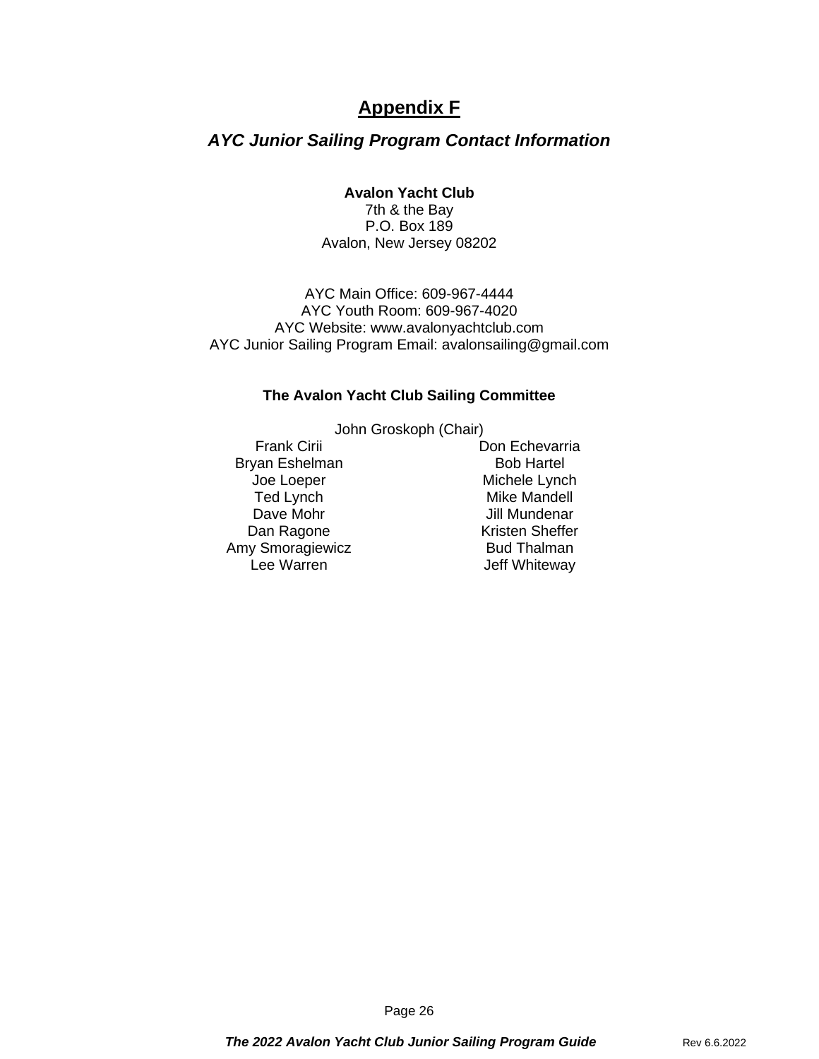# Appendix F

## *AYC Junior Sailing Program Contact Information*

**Avalon Yacht Club**
7th & the Bay
P.O. Box 189
Avalon, New Jersey 08202

AYC Main Office: 609-967-4444
AYC Youth Room: 609-967-4020
AYC Website: www.avalonyachtclub.com
AYC Junior Sailing Program Email: avalonsailing@gmail.com

### The Avalon Yacht Club Sailing Committee

John Groskoph (Chair)

| | |
|---|---|
| Frank Cirii | Don Echevarria |
| Bryan Eshelman | Bob Hartel |
| Joe Loeper | Michele Lynch |
| Ted Lynch | Mike Mandell |
| Dave Mohr | Jill Mundenar |
| Dan Ragone | Kristen Sheffer |
| Amy Smoragiewicz | Bud Thalman |
| Lee Warren | Jeff Whiteway |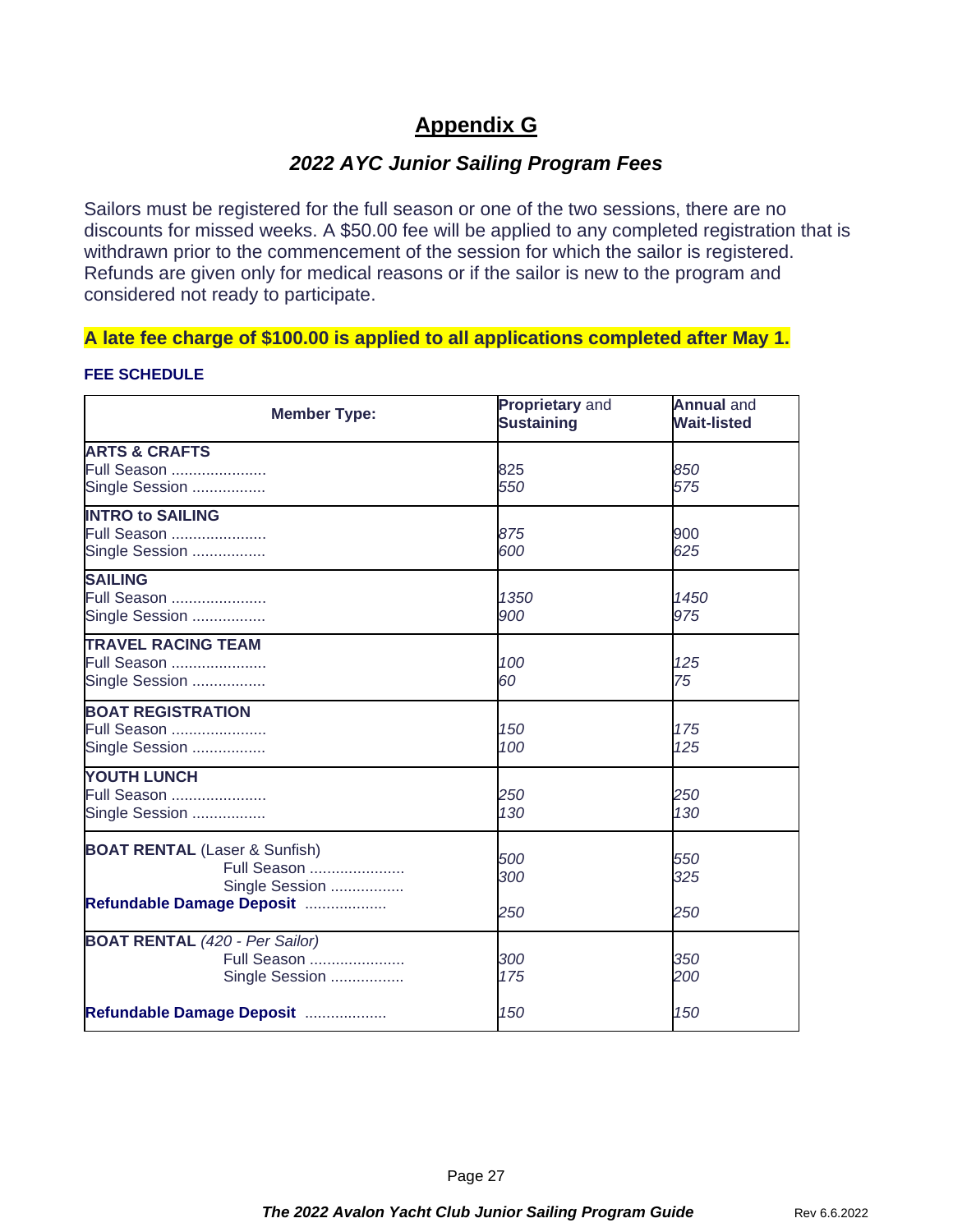# Appendix G

## *2022 AYC Junior Sailing Program Fees*

Sailors must be registered for the full season or one of the two sessions, there are no discounts for missed weeks. A $50.00 fee will be applied to any completed registration that is withdrawn prior to the commencement of the session for which the sailor is registered. Refunds are given only for medical reasons or if the sailor is new to the program and considered not ready to participate.

**A late fee charge of $100.00 is applied to all applications completed after May 1.**

**FEE SCHEDULE**

| Member Type: | **Proprietary** and **Sustaining** | **Annual** and **Wait-listed** |
|---|---|---|
| **ARTS & CRAFTS** | | |
| Full Season ...................... | 825 | *850* |
| Single Session ................. | *550* | *575* |
| **INTRO to SAILING** | | |
| Full Season ...................... | *875* | 900 |
| Single Session ................. | *600* | *625* |
| **SAILING** | | |
| Full Season ...................... | *1350* | *1450* |
| Single Session ................. | *900* | *975* |
| **TRAVEL RACING TEAM** | | |
| Full Season ...................... | *100* | *125* |
| Single Session ................. | *60* | *75* |
| **BOAT REGISTRATION** | | |
| Full Season ...................... | *150* | *175* |
| Single Session ................. | *100* | *125* |
| **YOUTH LUNCH** | | |
| Full Season ...................... | *250* | *250* |
| Single Session ................. | *130* | *130* |
| **BOAT RENTAL** (Laser & Sunfish) | | |
| Full Season ...................... | *500* | *550* |
| Single Session ................. | *300* | *325* |
| **Refundable Damage Deposit** ................... | *250* | *250* |
| **BOAT RENTAL** *(420 - Per Sailor)* | | |
| Full Season ...................... | *300* | *350* |
| Single Session ................. | *175* | *200* |
| **Refundable Damage Deposit** ................... | *150* | *150* |

***The 2022 Avalon Yacht Club Junior Sailing Program Guide***